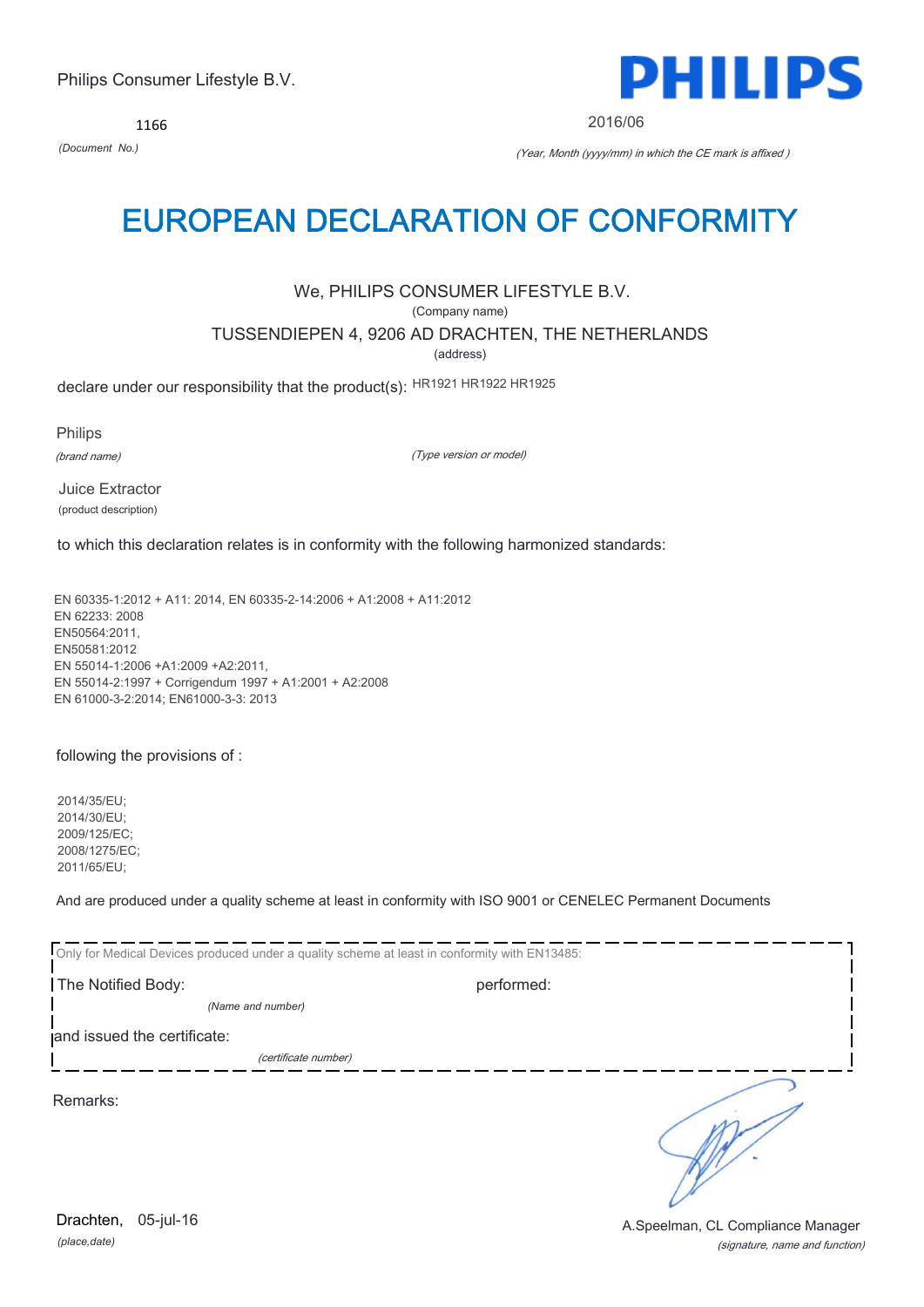Philips Consumer Lifestyle B.V.

**PHILIPS**

1166

*(Document No.)*

2016/06

*(Year, Month (yyyy/mm) in which the CE mark is affixed )*

# EUROPEAN DECLARATION OF CONFORMITY

We, PHILIPS CONSUMER LIFESTYLE B.V.

(Company name)

TUSSENDIEPEN 4, 9206 AD DRACHTEN, THE NETHERLANDS

(address)

declare under our responsibility that the product(s): HR1921 HR1922 HR1925

Philips

*(brand name)*

*(Type version or model)*

Juice Extractor

(product description)

to which this declaration relates is in conformity with the following harmonized standards:

EN 60335-1:2012 + A11: 2014, EN 60335-2-14:2006 + A1:2008 + A11:2012
EN 62233: 2008
EN50564:2011,
EN50581:2012
EN 55014-1:2006 +A1:2009 +A2:2011,
EN 55014-2:1997 + Corrigendum 1997 + A1:2001 + A2:2008
EN 61000-3-2:2014; EN61000-3-3: 2013

following the provisions of :

2014/35/EU;
2014/30/EU;
2009/125/EC;
2008/1275/EC;
2011/65/EU;

And are produced under a quality scheme at least in conformity with ISO 9001 or CENELEC Permanent Documents

Only for Medical Devices produced under a quality scheme at least in conformity with EN13485:

The Notified Body: performed:

*(Name and number)*

and issued the certificate:

*(certificate number)*

Remarks:

Drachten, 05-jul-16

*(place,date)*

A.Speelman, CL Compliance Manager

*(signature, name and function)*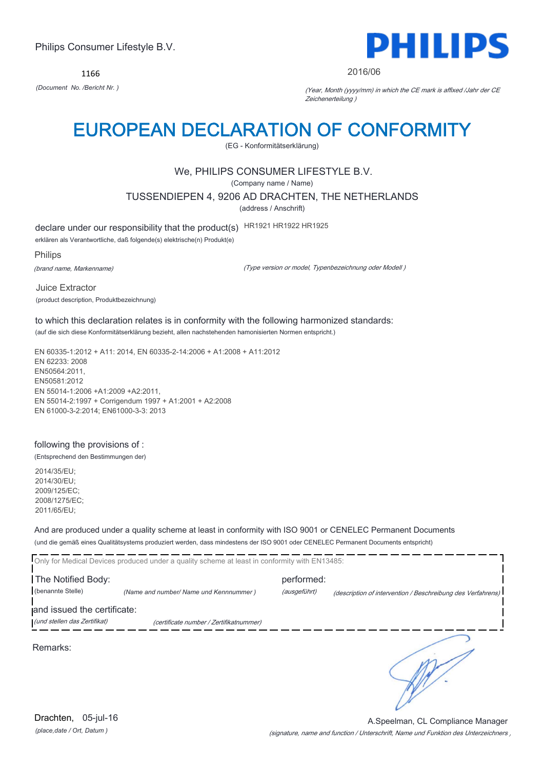Philips Consumer Lifestyle B.V.

**PHILIPS**

1166

*(Document No. /Bericht Nr. )*

2016/06

*(Year, Month (yyyy/mm) in which the CE mark is affixed /Jahr der CE Zeichenerteilung )*

# EUROPEAN DECLARATION OF CONFORMITY

(EG - Konformitätserklärung)

We, PHILIPS CONSUMER LIFESTYLE B.V.

(Company name / Name)

TUSSENDIEPEN 4, 9206 AD DRACHTEN, THE NETHERLANDS

(address / Anschrift)

declare under our responsibility that the product(s) HR1921 HR1922 HR1925

erklären als Verantwortliche, daß folgende(s) elektrische(n) Produkt(e)

Philips

*(brand name, Markenname)*

*(Type version or model, Typenbezeichnung oder Modell )*

Juice Extractor

(product description, Produktbezeichnung)

to which this declaration relates is in conformity with the following harmonized standards:

(auf die sich diese Konformitätserklärung bezieht, allen nachstehenden hamonisierten Normen entspricht.)

EN 60335-1:2012 + A11: 2014, EN 60335-2-14:2006 + A1:2008 + A11:2012
EN 62233: 2008
EN50564:2011,
EN50581:2012
EN 55014-1:2006 +A1:2009 +A2:2011,
EN 55014-2:1997 + Corrigendum 1997 + A1:2001 + A2:2008
EN 61000-3-2:2014; EN61000-3-3: 2013

following the provisions of :

(Entsprechend den Bestimmungen der)

2014/35/EU;
2014/30/EU;
2009/125/EC;
2008/1275/EC;
2011/65/EU;

And are produced under a quality scheme at least in conformity with ISO 9001 or CENELEC Permanent Documents

(und die gemäß eines Qualitätsystems produziert werden, dass mindestens der ISO 9001 oder CENELEC Permanent Documents entspricht)

Only for Medical Devices produced under a quality scheme at least in conformity with EN13485:

The Notified Body: performed:

(benannte Stelle) *(Name and number/ Name und Kennnummer )* *(ausgeführt)* *(description of intervention / Beschreibung des Verfahrens)*

and issued the certificate:

*(und stellen das Zertifikat)* *(certificate number / Zertifikatnummer)*

Remarks:

Drachten, 05-jul-16

*(place,date / Ort, Datum )*

A.Speelman, CL Compliance Manager

*(signature, name and function / Unterschrift, Name und Funktion des Unterzeichners ,*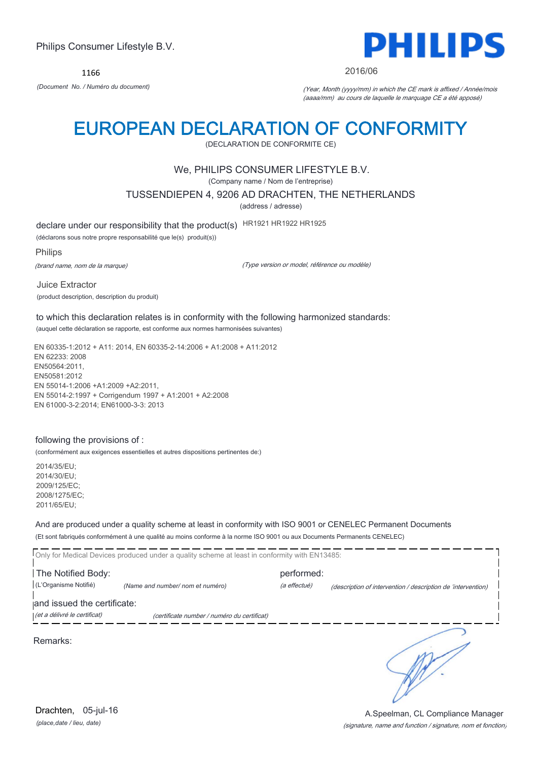Philips Consumer Lifestyle B.V.

**PHILIPS**

1166

*(Document No. / Numéro du document)*

2016/06

*(Year, Month (yyyy/mm) in which the CE mark is affixed / Année/mois (aaaa/mm) au cours de laquelle le marquage CE a été apposé)*

# EUROPEAN DECLARATION OF CONFORMITY

(DECLARATION DE CONFORMITE CE)

We, PHILIPS CONSUMER LIFESTYLE B.V.

(Company name / Nom de l'entreprise)

TUSSENDIEPEN 4, 9206 AD DRACHTEN, THE NETHERLANDS

(address / adresse)

declare under our responsibility that the product(s) HR1921 HR1922 HR1925

(déclarons sous notre propre responsabilité que le(s) produit(s))

Philips

*(brand name, nom de la marque)*

*(Type version or model, référence ou modèle)*

Juice Extractor

(product description, description du produit)

to which this declaration relates is in conformity with the following harmonized standards:

(auquel cette déclaration se rapporte, est conforme aux normes harmonisées suivantes)

EN 60335-1:2012 + A11: 2014, EN 60335-2-14:2006 + A1:2008 + A11:2012
EN 62233: 2008
EN50564:2011,
EN50581:2012
EN 55014-1:2006 +A1:2009 +A2:2011,
EN 55014-2:1997 + Corrigendum 1997 + A1:2001 + A2:2008
EN 61000-3-2:2014; EN61000-3-3: 2013

following the provisions of :

(conformément aux exigences essentielles et autres dispositions pertinentes de:)

2014/35/EU;
2014/30/EU;
2009/125/EC;
2008/1275/EC;
2011/65/EU;

And are produced under a quality scheme at least in conformity with ISO 9001 or CENELEC Permanent Documents

(Et sont fabriqués conformément à une qualité au moins conforme à la norme ISO 9001 ou aux Documents Permanents CENELEC)

Only for Medical Devices produced under a quality scheme at least in conformity with EN13485:

The Notified Body: performed:

(L'Organisme Notifié) *(Name and number/ nom et numéro)* *(a effectué)* *(description of intervention / description de 'intervention)*

and issued the certificate:

*(et a délivré le certificat)* *(certificate number / numéro du certificat)*

Remarks:

Drachten, 05-jul-16

*(place,date / lieu, date)*

A.Speelman, CL Compliance Manager

*(signature, name and function / signature, nom et fonction)*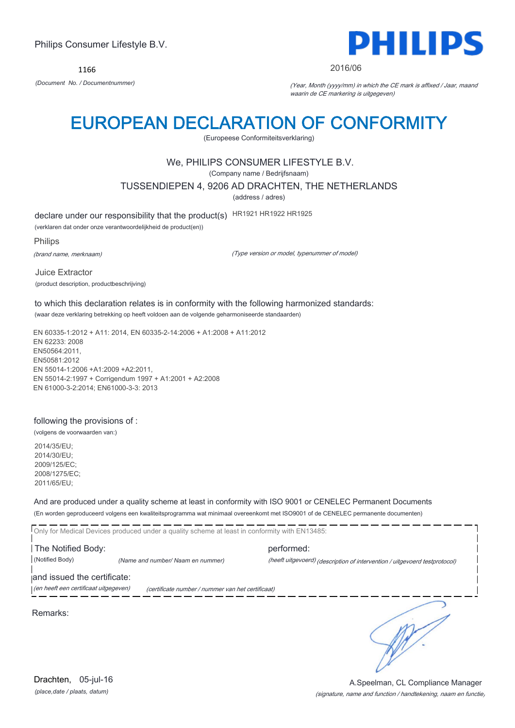Philips Consumer Lifestyle B.V.

PHILIPS

1166

*(Document No. / Documentnummer)*

2016/06

*(Year, Month (yyyy/mm) in which the CE mark is affixed / Jaar, maand waarin de CE markering is uitgegeven)*

# EUROPEAN DECLARATION OF CONFORMITY

(Europeese Conformiteitsverklaring)

We, PHILIPS CONSUMER LIFESTYLE B.V.

(Company name / Bedrijfsnaam)

TUSSENDIEPEN 4, 9206 AD DRACHTEN, THE NETHERLANDS

(address / adres)

declare under our responsibility that the product(s) HR1921 HR1922 HR1925

(verklaren dat onder onze verantwoordelijkheid de product(en))

Philips

*(brand name, merknaam)*

*(Type version or model, typenummer of model)*

Juice Extractor

(product description, productbeschrijving)

to which this declaration relates is in conformity with the following harmonized standards:

(waar deze verklaring betrekking op heeft voldoen aan de volgende geharmoniseerde standaarden)

EN 60335-1:2012 + A11: 2014, EN 60335-2-14:2006 + A1:2008 + A11:2012
EN 62233: 2008
EN50564:2011,
EN50581:2012
EN 55014-1:2006 +A1:2009 +A2:2011,
EN 55014-2:1997 + Corrigendum 1997 + A1:2001 + A2:2008
EN 61000-3-2:2014; EN61000-3-3: 2013

following the provisions of :

(volgens de voorwaarden van:)

2014/35/EU;
2014/30/EU;
2009/125/EC;
2008/1275/EC;
2011/65/EU;

And are produced under a quality scheme at least in conformity with ISO 9001 or CENELEC Permanent Documents

(En worden geproduceerd volgens een kwaliteitsprogramma wat minimaal overeenkomt met ISO9001 of de CENELEC permanente documenten)

Only for Medical Devices produced under a quality scheme at least in conformity with EN13485:

The Notified Body: performed:

(Notified Body) *(Name and number/ Naam en nummer)* *(heeft uitgevoerd) (description of intervention / uitgevoerd testprotocol)*

and issued the certificate:

*(en heeft een certificaat uitgegeven)* *(certificate number / nummer van het certificaat)*

Remarks:

Drachten, 05-jul-16

*(place,date / plaats, datum)*

A.Speelman, CL Compliance Manager

*(signature, name and function / handtekening, naam en functie)*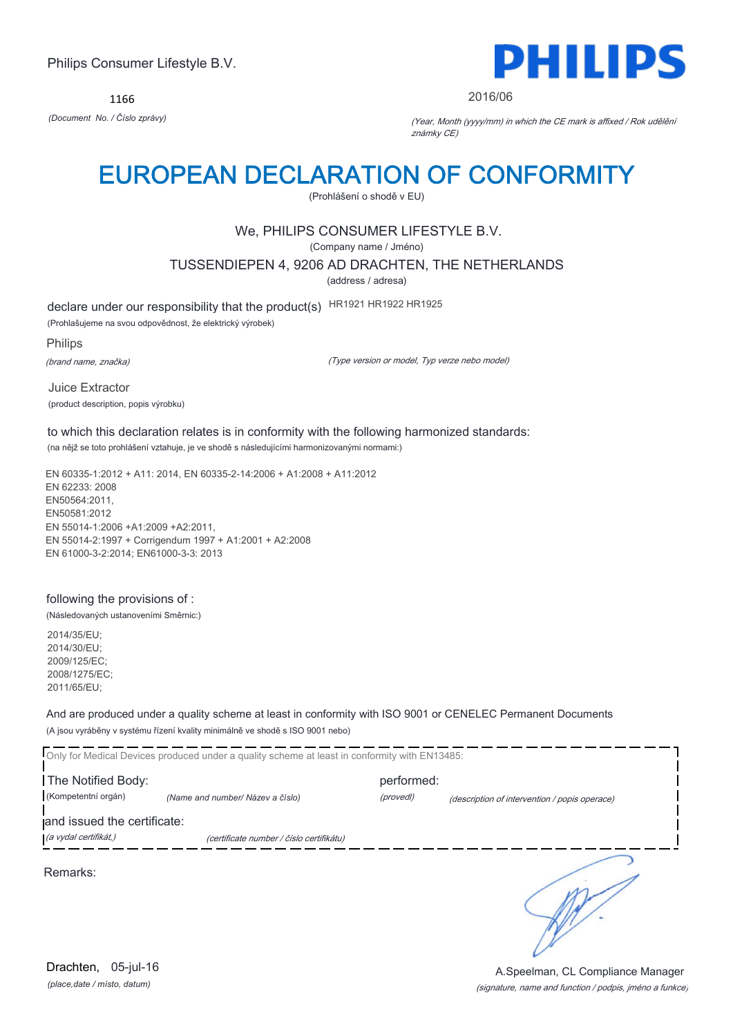Philips Consumer Lifestyle B.V.

**PHILIPS**

1166

*(Document No. / Číslo zprávy)*

2016/06

*(Year, Month (yyyy/mm) in which the CE mark is affixed / Rok udělění známky CE)*

# EUROPEAN DECLARATION OF CONFORMITY

(Prohlášení o shodě v EU)

We, PHILIPS CONSUMER LIFESTYLE B.V.

(Company name / Jméno)

TUSSENDIEPEN 4, 9206 AD DRACHTEN, THE NETHERLANDS

(address / adresa)

declare under our responsibility that the product(s) HR1921 HR1922 HR1925

(Prohlašujeme na svou odpovědnost, že elektrický výrobek)

Philips

*(brand name, značka)*

*(Type version or model, Typ verze nebo model)*

Juice Extractor

(product description, popis výrobku)

to which this declaration relates is in conformity with the following harmonized standards:

(na nějž se toto prohlášení vztahuje, je ve shodě s následujícími harmonizovanými normami:)

EN 60335-1:2012 + A11: 2014, EN 60335-2-14:2006 + A1:2008 + A11:2012
EN 62233: 2008
EN50564:2011,
EN50581:2012
EN 55014-1:2006 +A1:2009 +A2:2011,
EN 55014-2:1997 + Corrigendum 1997 + A1:2001 + A2:2008
EN 61000-3-2:2014; EN61000-3-3: 2013

following the provisions of :

(Následovaných ustanoveními Směrnic:)

2014/35/EU;
2014/30/EU;
2009/125/EC;
2008/1275/EC;
2011/65/EU;

And are produced under a quality scheme at least in conformity with ISO 9001 or CENELEC Permanent Documents

(A jsou vyráběny v systému řízení kvality minimálně ve shodě s ISO 9001 nebo)

Only for Medical Devices produced under a quality scheme at least in conformity with EN13485:

The Notified Body: (Kompetentní orgán) *(Name and number/ Název a číslo)* performed: *(provedl)* *(description of intervention / popis operace)*

and issued the certificate: *(a vydal certifikát,)* *(certificate number / číslo certifikátu)*

Remarks:

Drachten, 05-jul-16

*(place,date / místo, datum)*

A.Speelman, CL Compliance Manager

*(signature, name and function / podpis, jméno a funkce)*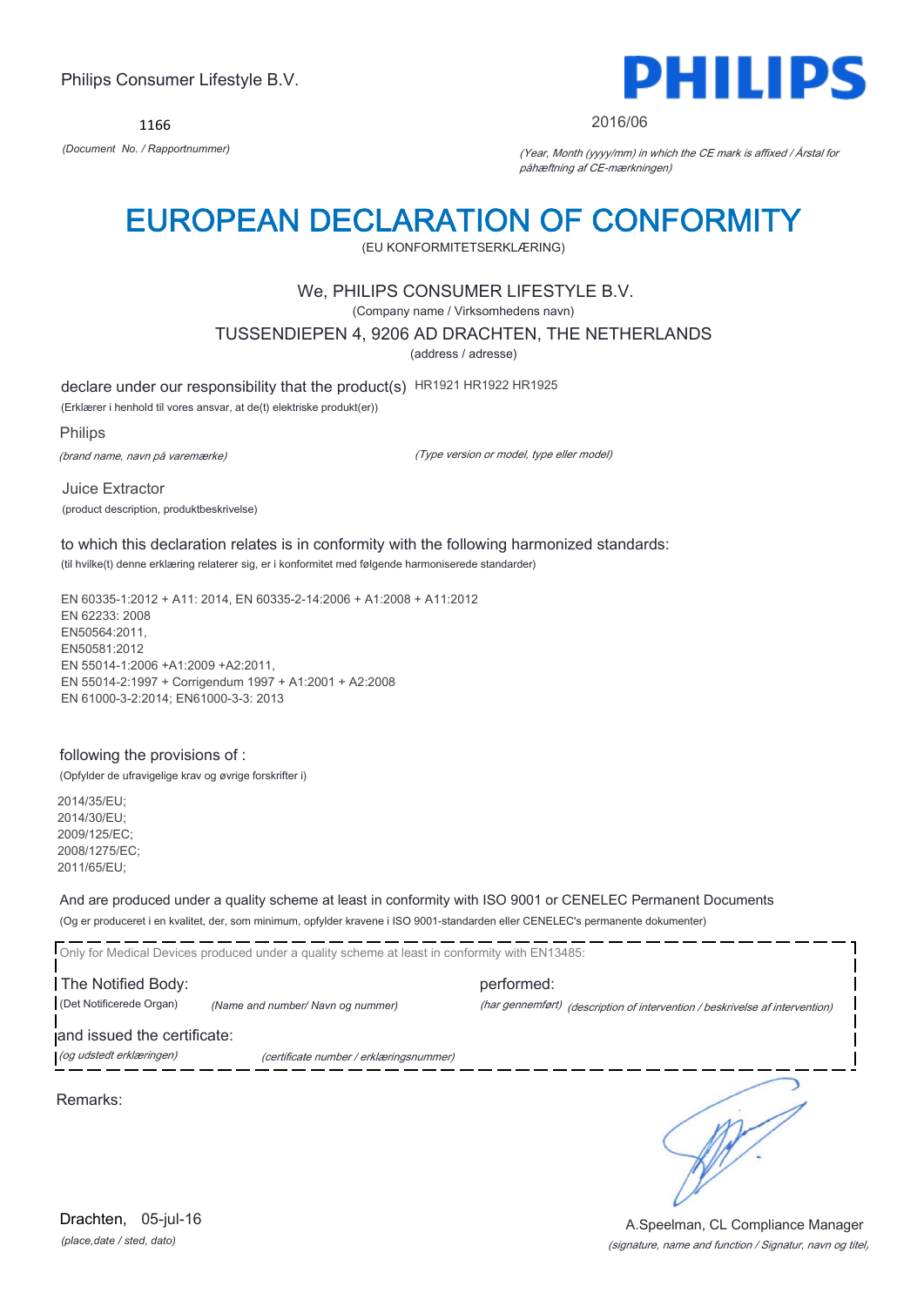Philips Consumer Lifestyle B.V.

**PHILIPS**

1166

*(Document No. / Rapportnummer)*

2016/06

*(Year, Month (yyyy/mm) in which the CE mark is affixed / Årstal for påhæftning af CE-mærkningen)*

# EUROPEAN DECLARATION OF CONFORMITY

(EU KONFORMITETSERKLÆRING)

We, PHILIPS CONSUMER LIFESTYLE B.V.

(Company name / Virksomhedens navn)

TUSSENDIEPEN 4, 9206 AD DRACHTEN, THE NETHERLANDS

(address / adresse)

declare under our responsibility that the product(s) HR1921 HR1922 HR1925

(Erklærer i henhold til vores ansvar, at de(t) elektriske produkt(er))

Philips

*(brand name, navn på varemærke)*

*(Type version or model, type eller model)*

Juice Extractor

(product description, produktbeskrivelse)

to which this declaration relates is in conformity with the following harmonized standards:

(til hvilke(t) denne erklæring relaterer sig, er i konformitet med følgende harmoniserede standarder)

EN 60335-1:2012 + A11: 2014, EN 60335-2-14:2006 + A1:2008 + A11:2012
EN 62233: 2008
EN50564:2011,
EN50581:2012
EN 55014-1:2006 +A1:2009 +A2:2011,
EN 55014-2:1997 + Corrigendum 1997 + A1:2001 + A2:2008
EN 61000-3-2:2014; EN61000-3-3: 2013

following the provisions of :

(Opfylder de ufravigelige krav og øvrige forskrifter i)

2014/35/EU;
2014/30/EU;
2009/125/EC;
2008/1275/EC;
2011/65/EU;

And are produced under a quality scheme at least in conformity with ISO 9001 or CENELEC Permanent Documents

(Og er produceret i en kvalitet, der, som minimum, opfylder kravene i ISO 9001-standarden eller CENELEC's permanente dokumenter)

Only for Medical Devices produced under a quality scheme at least in conformity with EN13485:

The Notified Body: (Det Notificerede Organ) *(Name and number/ Navn og nummer)*

performed: *(har gennemført)* *(description of intervention / beskrivelse af intervention)*

and issued the certificate: *(og udstedt erklæringen)* *(certificate number / erklæringsnummer)*

Remarks:

Drachten, 05-jul-16

*(place,date / sted, dato)*

A.Speelman, CL Compliance Manager

*(signature, name and function / Signatur, navn og titel,*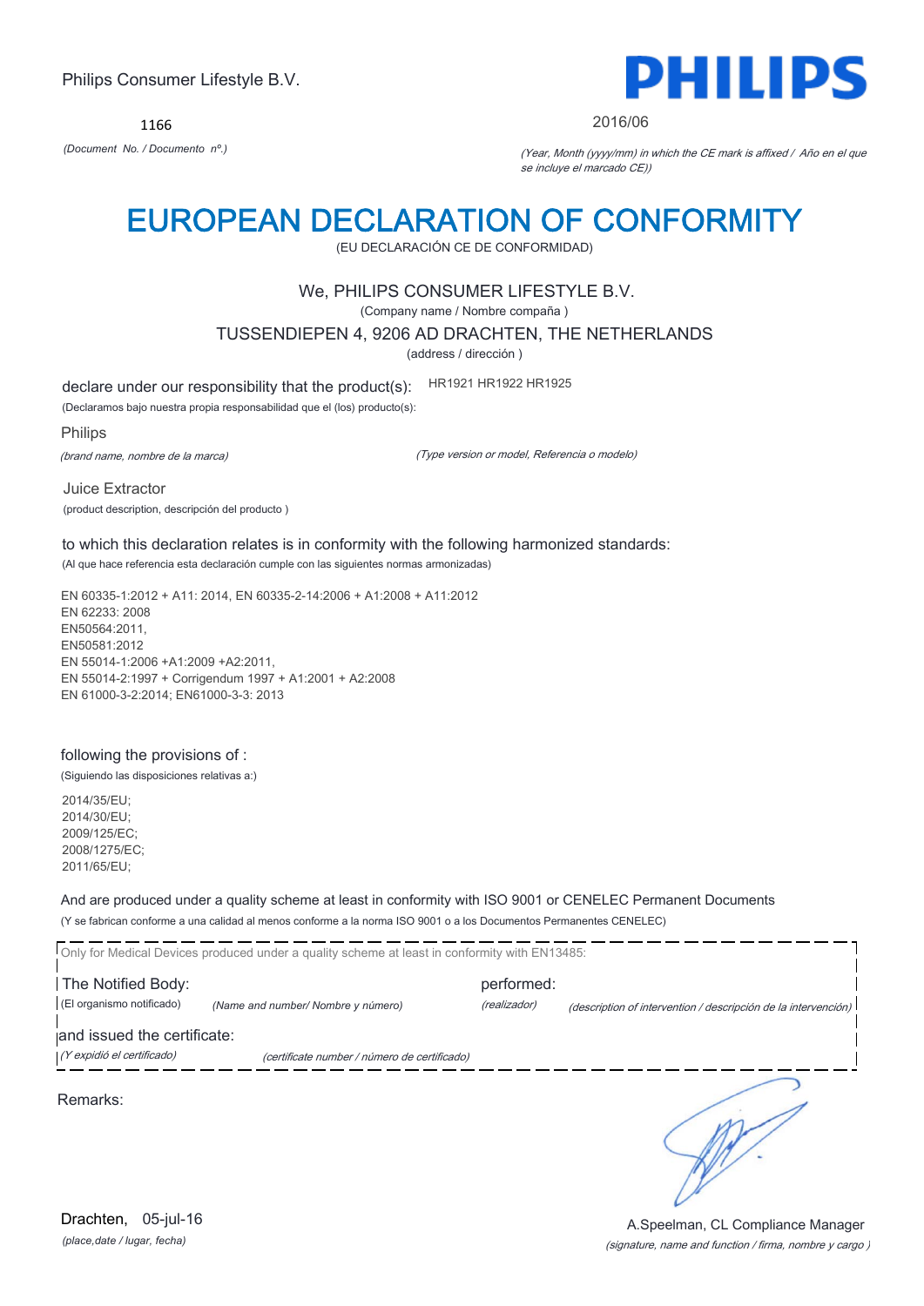Philips Consumer Lifestyle B.V.

**PHILIPS**

1166

*(Document No. / Documento nº.)*

2016/06

*(Year, Month (yyyy/mm) in which the CE mark is affixed / Año en el que se incluye el marcado CE))*

# EUROPEAN DECLARATION OF CONFORMITY

(EU DECLARACIÓN CE DE CONFORMIDAD)

We, PHILIPS CONSUMER LIFESTYLE B.V.

(Company name / Nombre compaña )

TUSSENDIEPEN 4, 9206 AD DRACHTEN, THE NETHERLANDS

(address / dirección )

declare under our responsibility that the product(s): HR1921 HR1922 HR1925

(Declaramos bajo nuestra propia responsabilidad que el (los) producto(s):

Philips

*(brand name, nombre de la marca)*

*(Type version or model, Referencia o modelo)*

Juice Extractor

(product description, descripción del producto )

to which this declaration relates is in conformity with the following harmonized standards:

(Al que hace referencia esta declaración cumple con las siguientes normas armonizadas)

EN 60335-1:2012 + A11: 2014, EN 60335-2-14:2006 + A1:2008 + A11:2012
EN 62233: 2008
EN50564:2011,
EN50581:2012
EN 55014-1:2006 +A1:2009 +A2:2011,
EN 55014-2:1997 + Corrigendum 1997 + A1:2001 + A2:2008
EN 61000-3-2:2014; EN61000-3-3: 2013

following the provisions of :

(Siguiendo las disposiciones relativas a:)

2014/35/EU;
2014/30/EU;
2009/125/EC;
2008/1275/EC;
2011/65/EU;

And are produced under a quality scheme at least in conformity with ISO 9001 or CENELEC Permanent Documents

(Y se fabrican conforme a una calidad al menos conforme a la norma ISO 9001 o a los Documentos Permanentes CENELEC)

Only for Medical Devices produced under a quality scheme at least in conformity with EN13485:

The Notified Body: performed:

(El organismo notificado) *(Name and number/ Nombre y número)* *(realizador)* *(description of intervention / descripción de la intervención)*

and issued the certificate:

*(Y expidió el certificado)* *(certificate number / número de certificado)*

Remarks:

Drachten, 05-jul-16

*(place,date / lugar, fecha)*

A.Speelman, CL Compliance Manager

*(signature, name and function / firma, nombre y cargo )*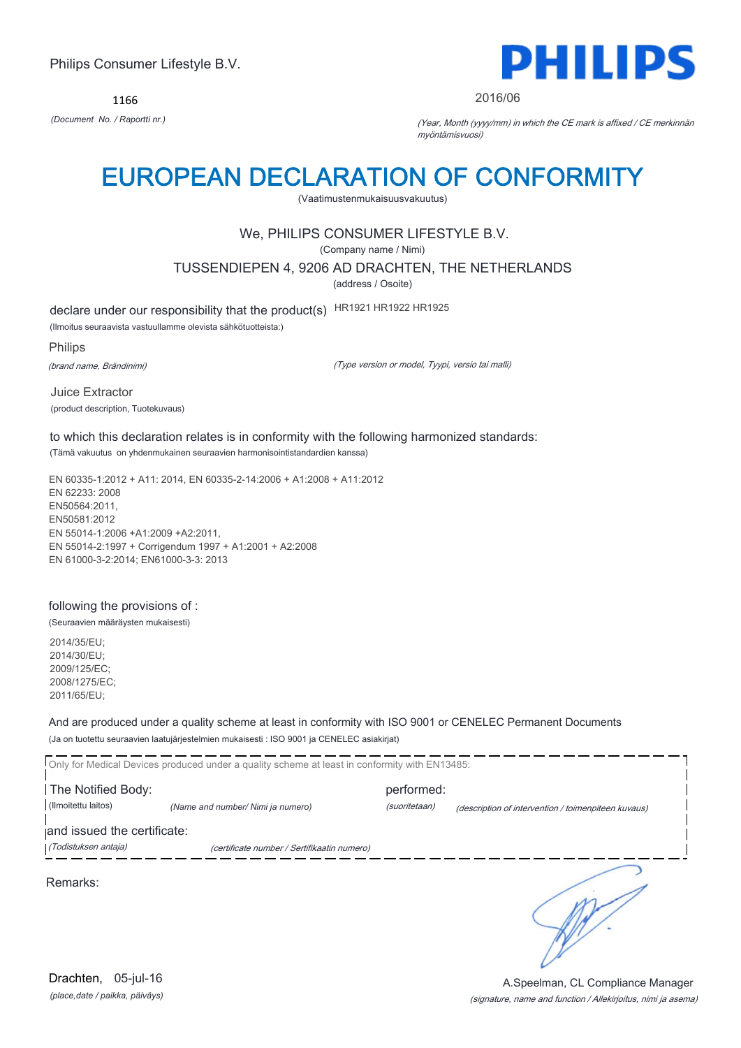Philips Consumer Lifestyle B.V.

**PHILIPS**

1166

*(Document No. / Raportti nr.)*

2016/06

*(Year, Month (yyyy/mm) in which the CE mark is affixed / CE merkinnän myöntämisvuosi)*

# EUROPEAN DECLARATION OF CONFORMITY

(Vaatimustenmukaisuusvakuutus)

We, PHILIPS CONSUMER LIFESTYLE B.V.

(Company name / Nimi)

TUSSENDIEPEN 4, 9206 AD DRACHTEN, THE NETHERLANDS

(address / Osoite)

declare under our responsibility that the product(s) HR1921 HR1922 HR1925

(Ilmoitus seuraavista vastuullamme olevista sähkötuotteista:)

Philips

*(brand name, Brändinimi)*

*(Type version or model, Tyypi, versio tai malli)*

Juice Extractor

(product description, Tuotekuvaus)

to which this declaration relates is in conformity with the following harmonized standards:

(Tämä vakuutus on yhdenmukainen seuraavien harmonisointistandardien kanssa)

EN 60335-1:2012 + A11: 2014, EN 60335-2-14:2006 + A1:2008 + A11:2012
EN 62233: 2008
EN50564:2011,
EN50581:2012
EN 55014-1:2006 +A1:2009 +A2:2011,
EN 55014-2:1997 + Corrigendum 1997 + A1:2001 + A2:2008
EN 61000-3-2:2014; EN61000-3-3: 2013

following the provisions of :

(Seuraavien määräysten mukaisesti)

2014/35/EU;
2014/30/EU;
2009/125/EC;
2008/1275/EC;
2011/65/EU;

And are produced under a quality scheme at least in conformity with ISO 9001 or CENELEC Permanent Documents

(Ja on tuotettu seuraavien laatujärjestelmien mukaisesti : ISO 9001 ja CENELEC asiakirjat)

Only for Medical Devices produced under a quality scheme at least in conformity with EN13485:

The Notified Body: (Ilmoitettu laitos) *(Name and number/ Nimi ja numero)*

performed: *(suoritetaan)* *(description of intervention / toimenpiteen kuvaus)*

and issued the certificate: *(Todistuksen antaja)* *(certificate number / Sertifikaatin numero)*

Remarks:

Drachten, 05-jul-16

*(place,date / paikka, päiväys)*

A.Speelman, CL Compliance Manager

*(signature, name and function / Allekirjoitus, nimi ja asema)*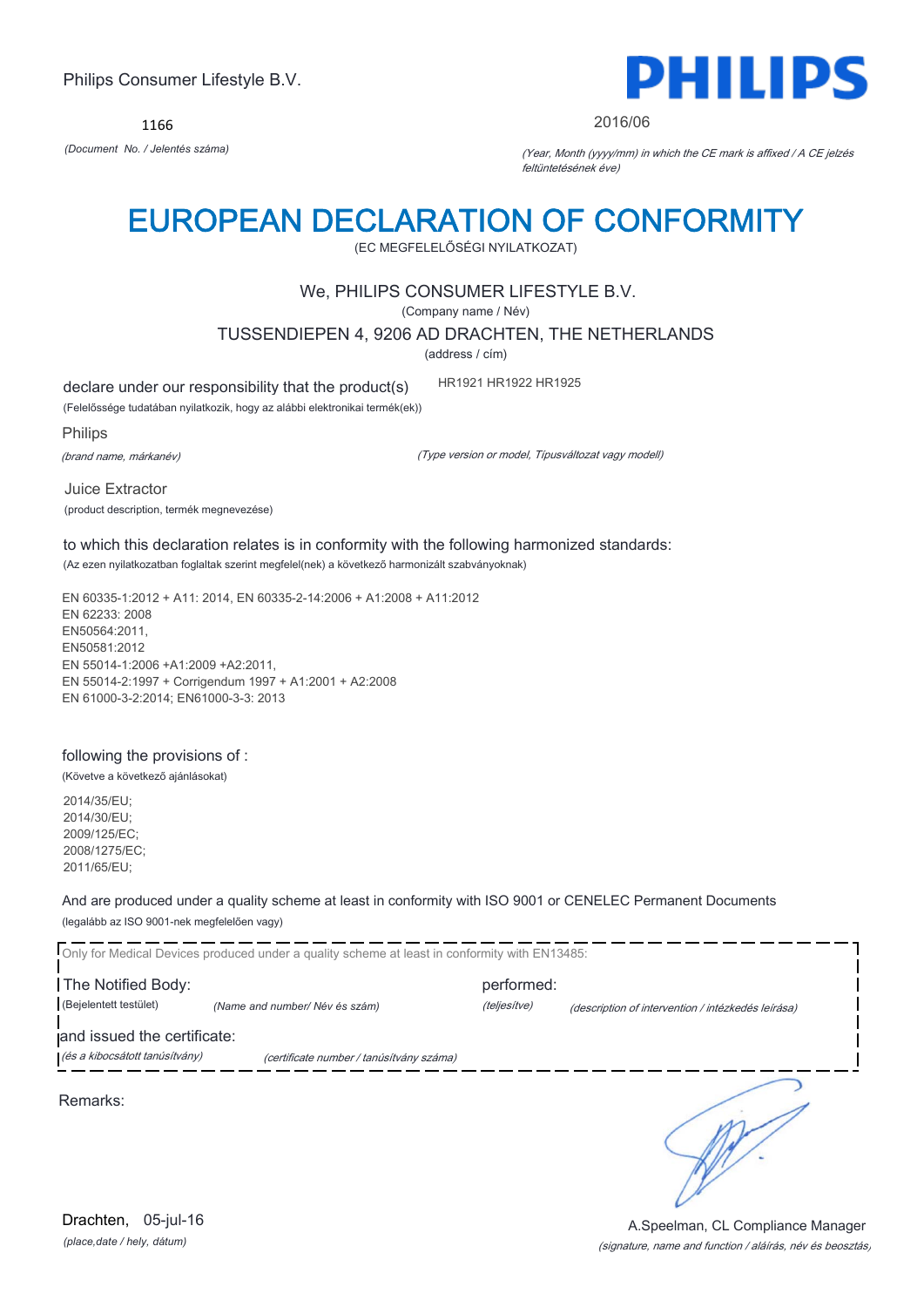Philips Consumer Lifestyle B.V.

**PHILIPS**

1166

*(Document No. / Jelentés száma)*

2016/06

*(Year, Month (yyyy/mm) in which the CE mark is affixed / A CE jelzés feltüntetésének éve)*

# EUROPEAN DECLARATION OF CONFORMITY

(EC MEGFELELŐSÉGI NYILATKOZAT)

We, PHILIPS CONSUMER LIFESTYLE B.V.

(Company name / Név)

TUSSENDIEPEN 4, 9206 AD DRACHTEN, THE NETHERLANDS

(address / cím)

declare under our responsibility that the product(s) HR1921 HR1922 HR1925

(Felelőssége tudatában nyilatkozik, hogy az alábbi elektronikai termék(ek))

Philips

*(brand name, márkanév)*

*(Type version or model, Típusváltozat vagy modell)*

Juice Extractor

(product description, termék megnevezése)

to which this declaration relates is in conformity with the following harmonized standards:

(Az ezen nyilatkozatban foglaltak szerint megfelel(nek) a következő harmonizált szabványoknak)

EN 60335-1:2012 + A11: 2014, EN 60335-2-14:2006 + A1:2008 + A11:2012
EN 62233: 2008
EN50564:2011,
EN50581:2012
EN 55014-1:2006 +A1:2009 +A2:2011,
EN 55014-2:1997 + Corrigendum 1997 + A1:2001 + A2:2008
EN 61000-3-2:2014; EN61000-3-3: 2013

following the provisions of :

(Követve a következő ajánlásokat)

2014/35/EU;
2014/30/EU;
2009/125/EC;
2008/1275/EC;
2011/65/EU;

And are produced under a quality scheme at least in conformity with ISO 9001 or CENELEC Permanent Documents

(legalább az ISO 9001-nek megfelelően vagy)

Only for Medical Devices produced under a quality scheme at least in conformity with EN13485:

The Notified Body: performed:

(Bejelentett testület) *(Name and number/ Név és szám)* *(teljesítve)* *(description of intervention / intézkedés leírása)*

and issued the certificate:

*(és a kibocsátott tanúsítvány)* *(certificate number / tanúsítvány száma)*

Remarks:

Drachten, 05-jul-16

*(place,date / hely, dátum)*

A.Speelman, CL Compliance Manager

*(signature, name and function / aláírás, név és beosztás)*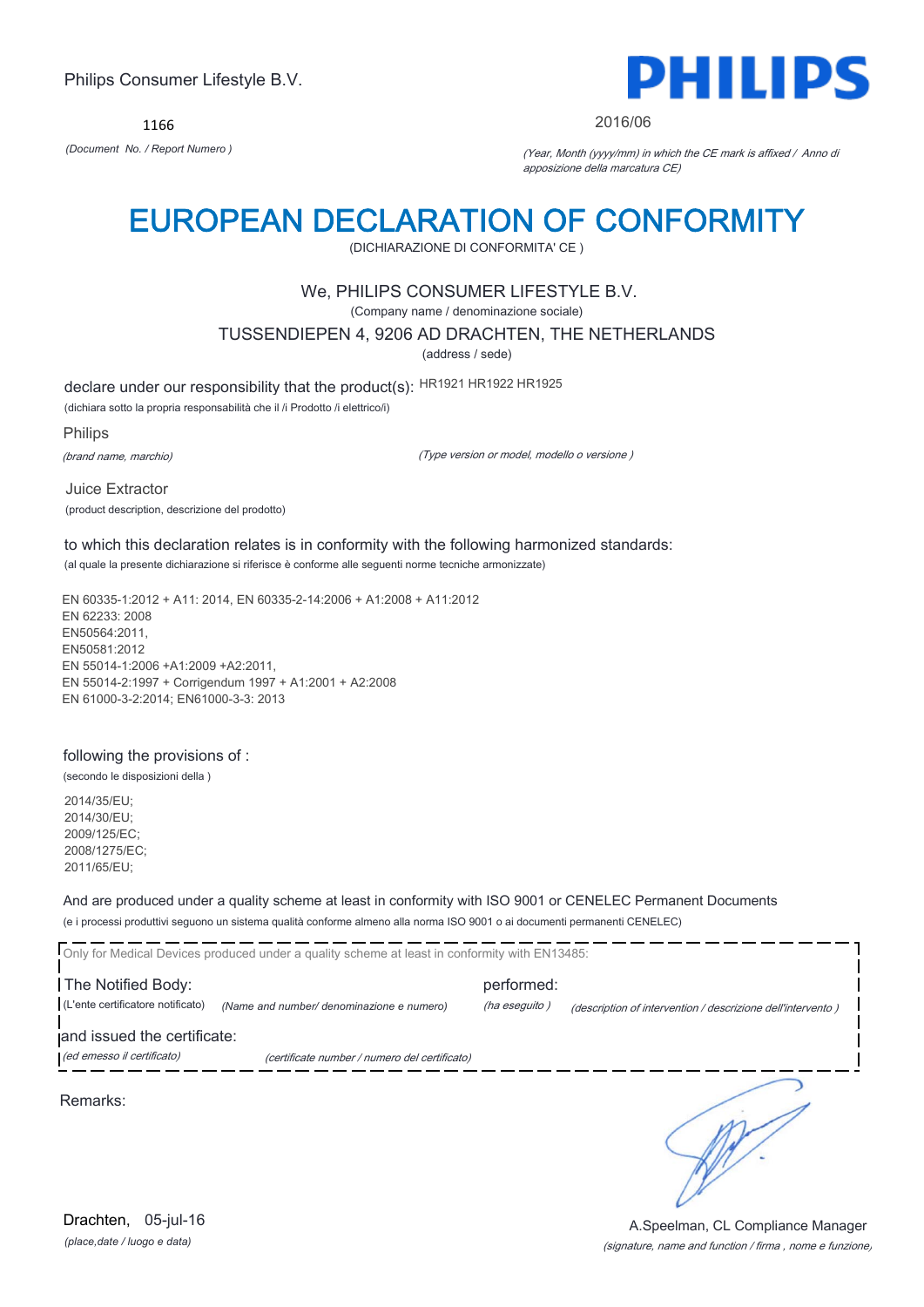Philips Consumer Lifestyle B.V.

PHILIPS

1166

*(Document No. / Report Numero )*

2016/06

*(Year, Month (yyyy/mm) in which the CE mark is affixed / Anno di apposizione della marcatura CE)*

# EUROPEAN DECLARATION OF CONFORMITY

(DICHIARAZIONE DI CONFORMITA' CE )

We, PHILIPS CONSUMER LIFESTYLE B.V.

(Company name / denominazione sociale)

TUSSENDIEPEN 4, 9206 AD DRACHTEN, THE NETHERLANDS

(address / sede)

declare under our responsibility that the product(s): HR1921 HR1922 HR1925

(dichiara sotto la propria responsabilità che il /i Prodotto /i elettrico/i)

Philips

*(brand name, marchio)*

*(Type version or model, modello o versione )*

Juice Extractor

(product description, descrizione del prodotto)

to which this declaration relates is in conformity with the following harmonized standards:

(al quale la presente dichiarazione si riferisce è conforme alle seguenti norme tecniche armonizzate)

EN 60335-1:2012 + A11: 2014, EN 60335-2-14:2006 + A1:2008 + A11:2012
EN 62233: 2008
EN50564:2011,
EN50581:2012
EN 55014-1:2006 +A1:2009 +A2:2011,
EN 55014-2:1997 + Corrigendum 1997 + A1:2001 + A2:2008
EN 61000-3-2:2014; EN61000-3-3: 2013

following the provisions of :

(secondo le disposizioni della )

2014/35/EU;
2014/30/EU;
2009/125/EC;
2008/1275/EC;
2011/65/EU;

And are produced under a quality scheme at least in conformity with ISO 9001 or CENELEC Permanent Documents

(e i processi produttivi seguono un sistema qualità conforme almeno alla norma ISO 9001 o ai documenti permanenti CENELEC)

Only for Medical Devices produced under a quality scheme at least in conformity with EN13485:

The Notified Body: performed:

(L'ente certificatore notificato) *(Name and number/ denominazione e numero)* *(ha eseguito )* *(description of intervention / descrizione dell'intervento )*

and issued the certificate:

*(ed emesso il certificato)* *(certificate number / numero del certificato)*

Remarks:

Drachten, 05-jul-16

*(place,date / luogo e data)*

A.Speelman, CL Compliance Manager

*(signature, name and function / firma , nome e funzione)*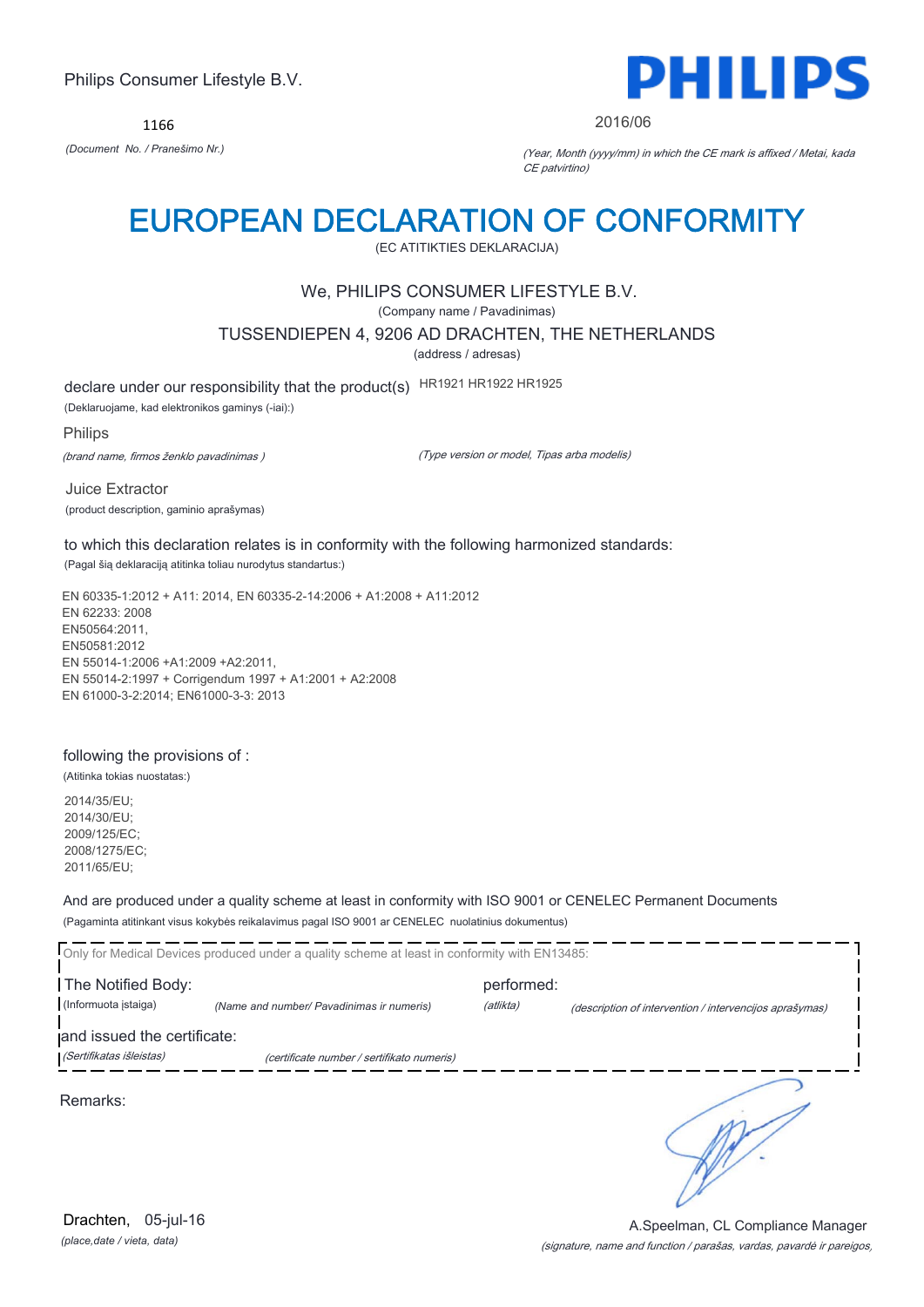Philips Consumer Lifestyle B.V.

**PHILIPS**

1166

*(Document No. / Pranešimo Nr.)*

2016/06

*(Year, Month (yyyy/mm) in which the CE mark is affixed / Metai, kada CE patvirtino)*

# EUROPEAN DECLARATION OF CONFORMITY

(EC ATITIKTIES DEKLARACIJA)

We, PHILIPS CONSUMER LIFESTYLE B.V.

(Company name / Pavadinimas)

TUSSENDIEPEN 4, 9206 AD DRACHTEN, THE NETHERLANDS

(address / adresas)

declare under our responsibility that the product(s) HR1921 HR1922 HR1925

(Deklaruojame, kad elektronikos gaminys (-iai):)

Philips

*(brand name, firmos ženklo pavadinimas )*

*(Type version or model, Tipas arba modelis)*

Juice Extractor

(product description, gaminio aprašymas)

to which this declaration relates is in conformity with the following harmonized standards:

(Pagal šią deklaraciją atitinka toliau nurodytus standartus:)

EN 60335-1:2012 + A11: 2014, EN 60335-2-14:2006 + A1:2008 + A11:2012
EN 62233: 2008
EN50564:2011,
EN50581:2012
EN 55014-1:2006 +A1:2009 +A2:2011,
EN 55014-2:1997 + Corrigendum 1997 + A1:2001 + A2:2008
EN 61000-3-2:2014; EN61000-3-3: 2013

following the provisions of :

(Atitinka tokias nuostatas:)

2014/35/EU;
2014/30/EU;
2009/125/EC;
2008/1275/EC;
2011/65/EU;

And are produced under a quality scheme at least in conformity with ISO 9001 or CENELEC Permanent Documents

(Pagaminta atitinkant visus kokybės reikalavimus pagal ISO 9001 ar CENELEC nuolatinius dokumentus)

Only for Medical Devices produced under a quality scheme at least in conformity with EN13485:

The Notified Body: performed:

(Informuota įstaiga) *(Name and number/ Pavadinimas ir numeris)* *(atlikta)* *(description of intervention / intervencijos aprašymas)*

and issued the certificate:

*(Sertifikatas išleistas)* *(certificate number / sertifikato numeris)*

Remarks:

Drachten, 05-jul-16

*(place,date / vieta, data)*

A.Speelman, CL Compliance Manager

*(signature, name and function / parašas, vardas, pavardė ir pareigos,*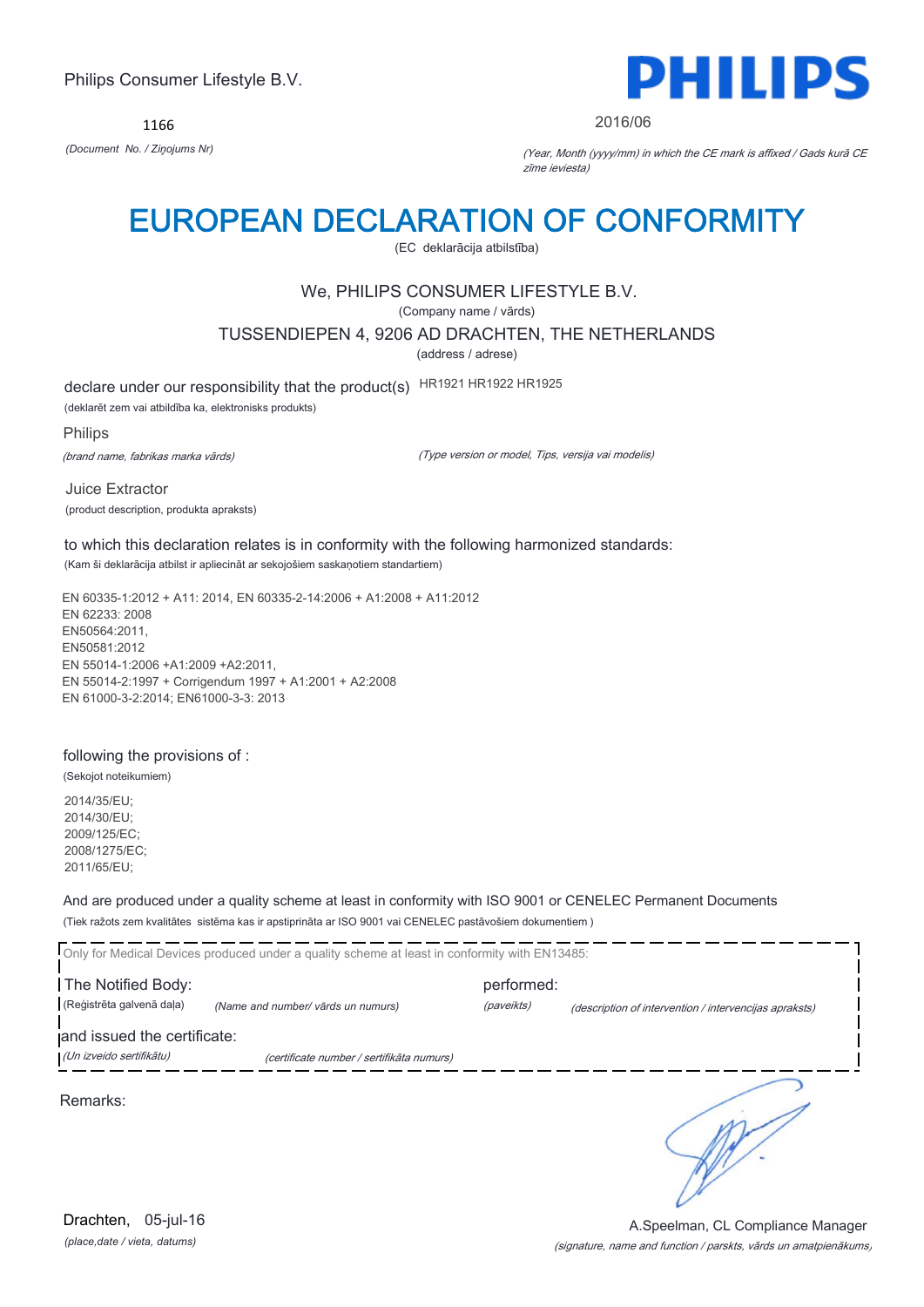Philips Consumer Lifestyle B.V.

PHILIPS

1166

*(Document No. / Ziņojums Nr)*

2016/06

*(Year, Month (yyyy/mm) in which the CE mark is affixed / Gads kurā CE zīme ieviesta)*

# EUROPEAN DECLARATION OF CONFORMITY

(EC deklarācija atbilstība)

We, PHILIPS CONSUMER LIFESTYLE B.V.

(Company name / vārds)

TUSSENDIEPEN 4, 9206 AD DRACHTEN, THE NETHERLANDS

(address / adrese)

declare under our responsibility that the product(s) HR1921 HR1922 HR1925

(deklarēt zem vai atbildība ka, elektronisks produkts)

Philips

*(brand name, fabrikas marka vārds)*

*(Type version or model, Tips, versija vai modelis)*

Juice Extractor

(product description, produkta apraksts)

to which this declaration relates is in conformity with the following harmonized standards:

(Kam ši deklarācija atbilst ir apliecināt ar sekojošiem saskaņotiem standartiem)

EN 60335-1:2012 + A11: 2014, EN 60335-2-14:2006 + A1:2008 + A11:2012
EN 62233: 2008
EN50564:2011,
EN50581:2012
EN 55014-1:2006 +A1:2009 +A2:2011,
EN 55014-2:1997 + Corrigendum 1997 + A1:2001 + A2:2008
EN 61000-3-2:2014; EN61000-3-3: 2013

following the provisions of :

(Sekojot noteikumiem)

2014/35/EU;
2014/30/EU;
2009/125/EC;
2008/1275/EC;
2011/65/EU;

And are produced under a quality scheme at least in conformity with ISO 9001 or CENELEC Permanent Documents

(Tiek ražots zem kvalitātes sistēma kas ir apstiprināta ar ISO 9001 vai CENELEC pastāvošiem dokumentiem )

Only for Medical Devices produced under a quality scheme at least in conformity with EN13485:

The Notified Body: (Reģistrēta galvenā daļa) *(Name and number/ vārds un numurs)* performed: *(paveikts)* *(description of intervention / intervencijas apraksts)*

and issued the certificate: *(Un izveido sertifikātu)* *(certificate number / sertifikāta numurs)*

Remarks:

Drachten, 05-jul-16

*(place,date / vieta, datums)*

A.Speelman, CL Compliance Manager

*(signature, name and function / parskts, vārds un amatpienākums)*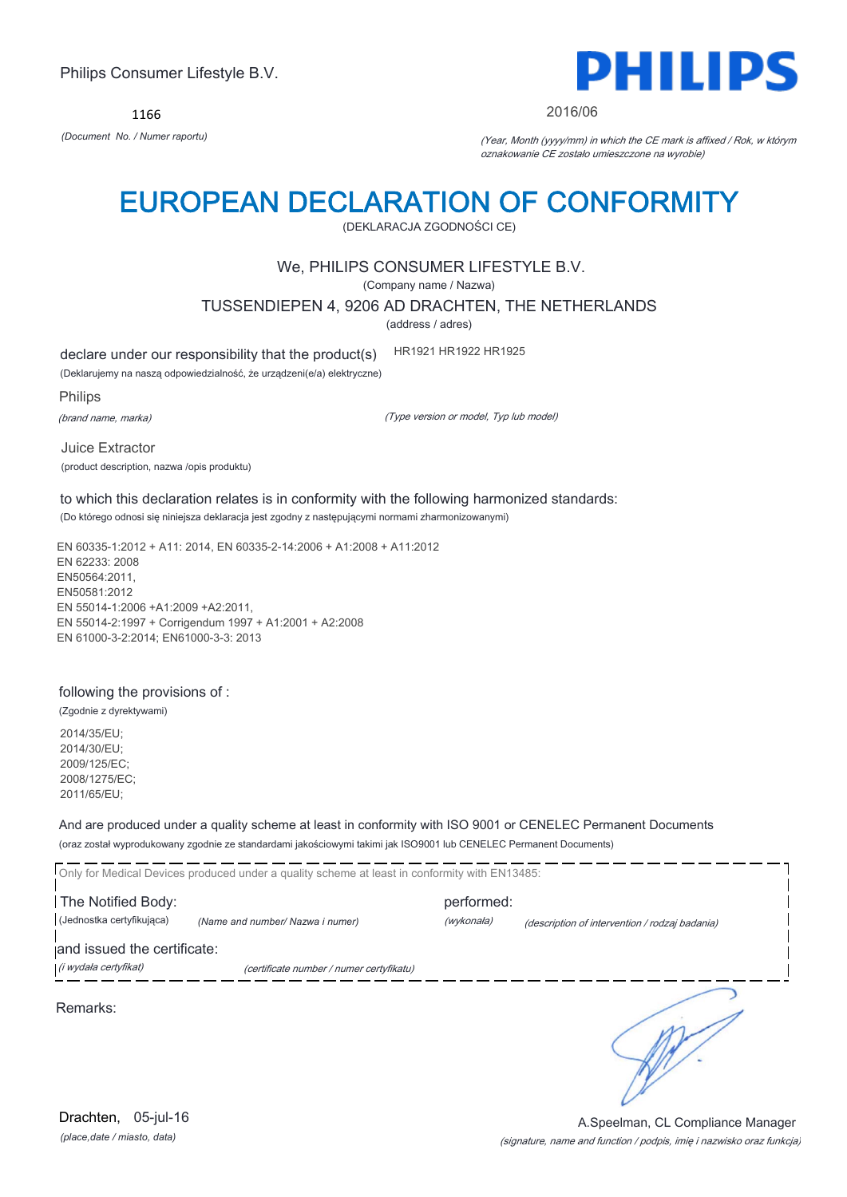Philips Consumer Lifestyle B.V.

1166

*(Document No. / Numer raportu)*

**PHILIPS**

2016/06

*(Year, Month (yyyy/mm) in which the CE mark is affixed / Rok, w którym oznakowanie CE zostało umieszczone na wyrobie)*

# EUROPEAN DECLARATION OF CONFORMITY

(DEKLARACJA ZGODNOŚCI CE)

We, PHILIPS CONSUMER LIFESTYLE B.V.

(Company name / Nazwa)

TUSSENDIEPEN 4, 9206 AD DRACHTEN, THE NETHERLANDS

(address / adres)

declare under our responsibility that the product(s) HR1921 HR1922 HR1925

(Deklarujemy na naszą odpowiedzialność, że urządzeni(e/a) elektryczne)

Philips

*(brand name, marka)* *(Type version or model, Typ lub model)*

Juice Extractor

(product description, nazwa /opis produktu)

to which this declaration relates is in conformity with the following harmonized standards:

(Do którego odnosi się niniejsza deklaracja jest zgodny z następującymi normami zharmonizowanymi)

EN 60335-1:2012 + A11: 2014, EN 60335-2-14:2006 + A1:2008 + A11:2012
EN 62233: 2008
EN50564:2011,
EN50581:2012
EN 55014-1:2006 +A1:2009 +A2:2011,
EN 55014-2:1997 + Corrigendum 1997 + A1:2001 + A2:2008
EN 61000-3-2:2014; EN61000-3-3: 2013

following the provisions of :

(Zgodnie z dyrektywami)

2014/35/EU;
2014/30/EU;
2009/125/EC;
2008/1275/EC;
2011/65/EU;

And are produced under a quality scheme at least in conformity with ISO 9001 or CENELEC Permanent Documents

(oraz został wyprodukowany zgodnie ze standardami jakościowymi takimi jak ISO9001 lub CENELEC Permanent Documents)

Only for Medical Devices produced under a quality scheme at least in conformity with EN13485:

The Notified Body: performed:

(Jednostka certyfikująca) *(Name and number/ Nazwa i numer)* *(wykonała)* *(description of intervention / rodzaj badania)*

and issued the certificate:

*(i wydała certyfikat)* *(certificate number / numer certyfikatu)*

Remarks:

Drachten, 05-jul-16

*(place,date / miasto, data)*

A.Speelman, CL Compliance Manager

*(signature, name and function / podpis, imię i nazwisko oraz funkcja)*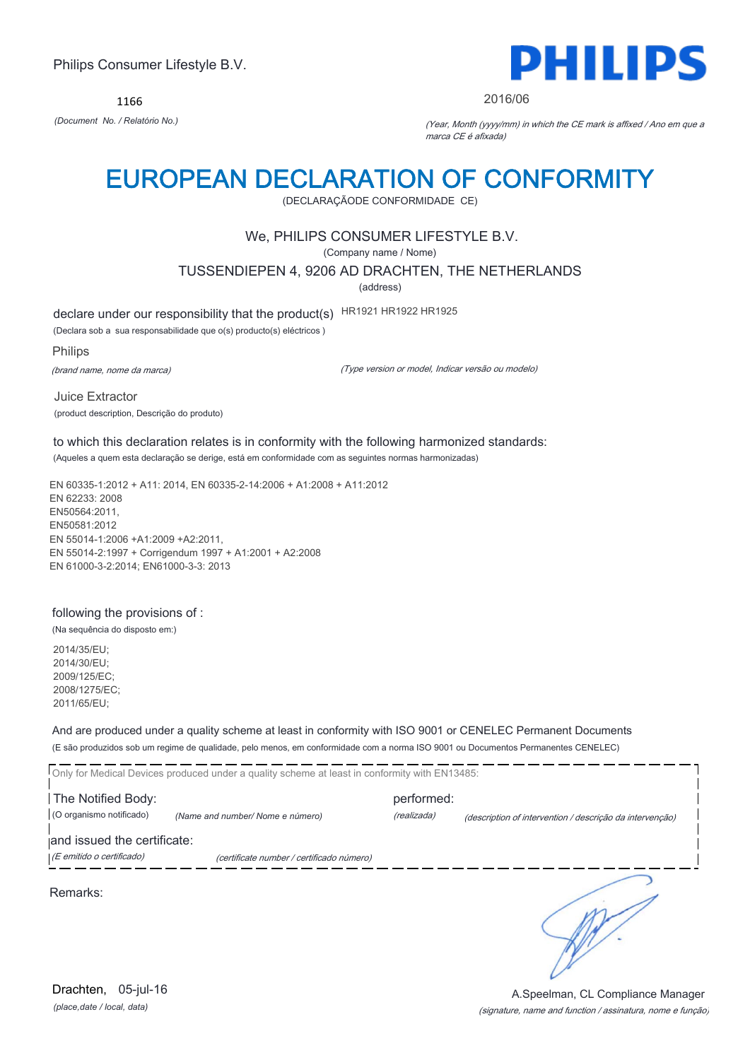Philips Consumer Lifestyle B.V.

**PHILIPS**

1166

*(Document No. / Relatório No.)*

2016/06

*(Year, Month (yyyy/mm) in which the CE mark is affixed / Ano em que a marca CE é afixada)*

# EUROPEAN DECLARATION OF CONFORMITY

(DECLARAÇÃODE CONFORMIDADE CE)

We, PHILIPS CONSUMER LIFESTYLE B.V.

(Company name / Nome)

TUSSENDIEPEN 4, 9206 AD DRACHTEN, THE NETHERLANDS

(address)

declare under our responsibility that the product(s) HR1921 HR1922 HR1925

(Declara sob a sua responsabilidade que o(s) producto(s) eléctricos )

Philips

*(brand name, nome da marca)*

*(Type version or model, Indicar versão ou modelo)*

Juice Extractor

(product description, Descrição do produto)

to which this declaration relates is in conformity with the following harmonized standards:

(Aqueles a quem esta declaração se derige, está em conformidade com as seguintes normas harmonizadas)

EN 60335-1:2012 + A11: 2014, EN 60335-2-14:2006 + A1:2008 + A11:2012
EN 62233: 2008
EN50564:2011,
EN50581:2012
EN 55014-1:2006 +A1:2009 +A2:2011,
EN 55014-2:1997 + Corrigendum 1997 + A1:2001 + A2:2008
EN 61000-3-2:2014; EN61000-3-3: 2013

following the provisions of :

(Na sequência do disposto em:)

2014/35/EU;
2014/30/EU;
2009/125/EC;
2008/1275/EC;
2011/65/EU;

And are produced under a quality scheme at least in conformity with ISO 9001 or CENELEC Permanent Documents

(E são produzidos sob um regime de qualidade, pelo menos, em conformidade com a norma ISO 9001 ou Documentos Permanentes CENELEC)

Only for Medical Devices produced under a quality scheme at least in conformity with EN13485:

The Notified Body: performed:

(O organismo notificado) *(Name and number/ Nome e número)* *(realizada)* *(description of intervention / descrição da intervenção)*

and issued the certificate:

*(E emitido o certificado)* *(certificate number / certificado número)*

Remarks:

Drachten, 05-jul-16

*(place,date / local, data)*

A.Speelman, CL Compliance Manager

*(signature, name and function / assinatura, nome e função)*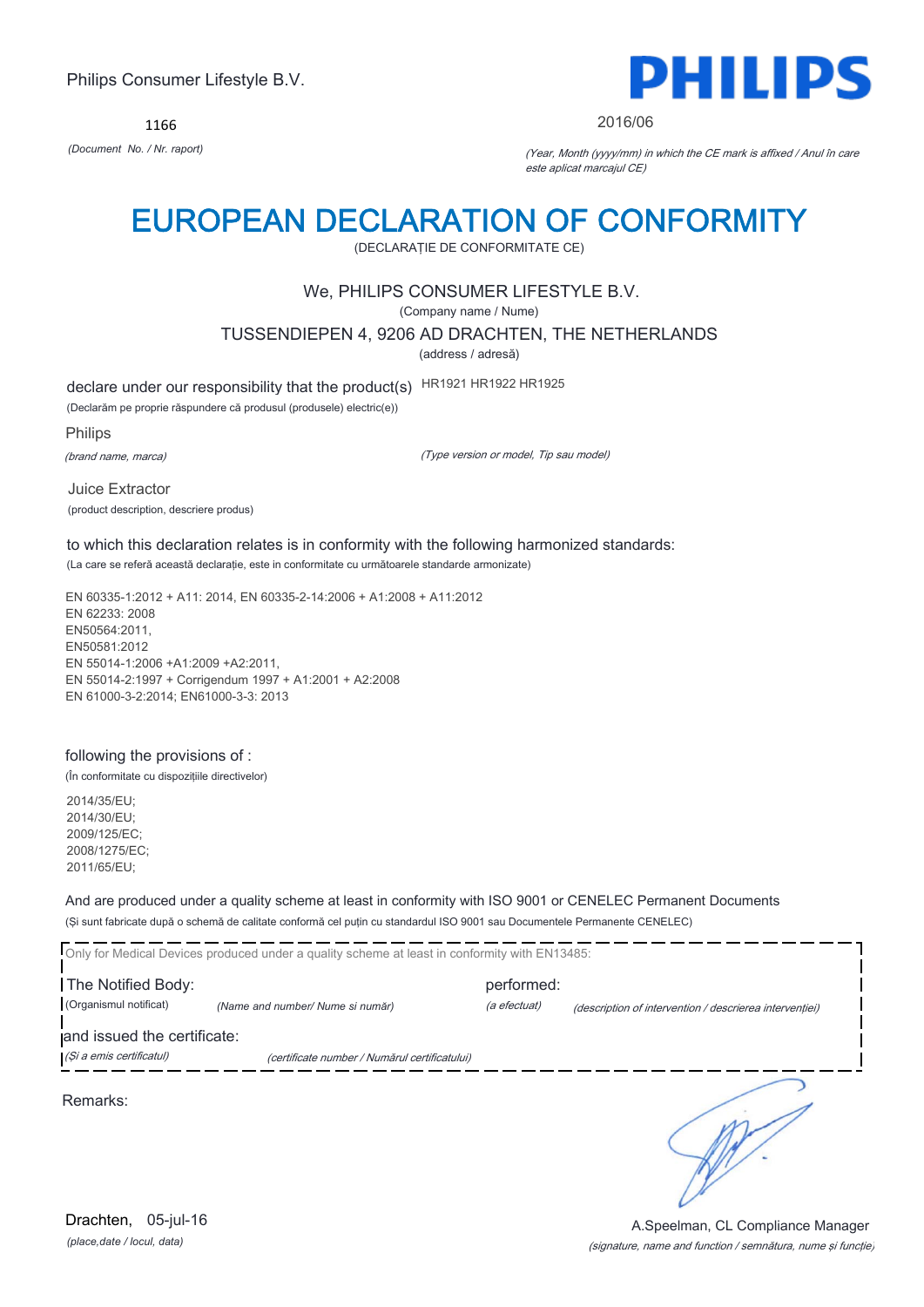Philips Consumer Lifestyle B.V.

1166

*(Document No. / Nr. raport)*

2016/06

*(Year, Month (yyyy/mm) in which the CE mark is affixed / Anul în care este aplicat marcajul CE)*

# EUROPEAN DECLARATION OF CONFORMITY

(DECLARAȚIE DE CONFORMITATE CE)

We, PHILIPS CONSUMER LIFESTYLE B.V.

(Company name / Nume)

TUSSENDIEPEN 4, 9206 AD DRACHTEN, THE NETHERLANDS

(address / adresă)

declare under our responsibility that the product(s) HR1921 HR1922 HR1925

(Declarăm pe proprie răspundere că produsul (produsele) electric(e))

Philips

*(brand name, marca)*

*(Type version or model, Tip sau model)*

Juice Extractor

(product description, descriere produs)

to which this declaration relates is in conformity with the following harmonized standards:

(La care se referă această declarație, este in conformitate cu următoarele standarde armonizate)

EN 60335-1:2012 + A11: 2014, EN 60335-2-14:2006 + A1:2008 + A11:2012
EN 62233: 2008
EN50564:2011,
EN50581:2012
EN 55014-1:2006 +A1:2009 +A2:2011,
EN 55014-2:1997 + Corrigendum 1997 + A1:2001 + A2:2008
EN 61000-3-2:2014; EN61000-3-3: 2013

following the provisions of :

(În conformitate cu dispozițiile directivelor)

2014/35/EU;
2014/30/EU;
2009/125/EC;
2008/1275/EC;
2011/65/EU;

And are produced under a quality scheme at least in conformity with ISO 9001 or CENELEC Permanent Documents

(Și sunt fabricate după o schemă de calitate conformă cel puțin cu standardul ISO 9001 sau Documentele Permanente CENELEC)

Only for Medical Devices produced under a quality scheme at least in conformity with EN13485:

The Notified Body: (Organismul notificat) *(Name and number/ Nume si număr)* performed: *(a efectuat)* *(description of intervention / descrierea intervenției)*

and issued the certificate: *(Și a emis certificatul)* *(certificate number / Numărul certificatului)*

Remarks:

Drachten, 05-jul-16

*(place,date / locul, data)*

A.Speelman, CL Compliance Manager

*(signature, name and function / semnătura, nume și funcție)*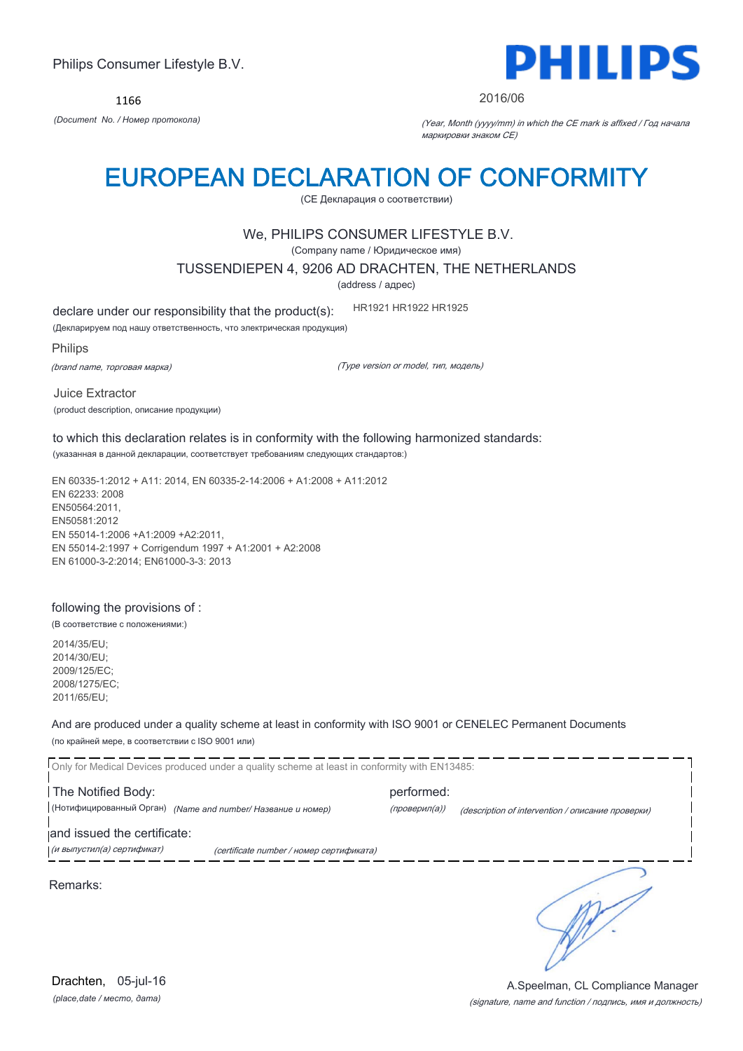Philips Consumer Lifestyle B.V.

PHILIPS

1166

*(Document No. / Номер протокола)*

2016/06

*(Year, Month (yyyy/mm) in which the CE mark is affixed / Год начала маркировки знаком CE)*

# EUROPEAN DECLARATION OF CONFORMITY

(CE Декларация о соответствии)

We, PHILIPS CONSUMER LIFESTYLE B.V.

(Company name / Юридическое имя)

TUSSENDIEPEN 4, 9206 AD DRACHTEN, THE NETHERLANDS

(address / адрес)

declare under our responsibility that the product(s): HR1921 HR1922 HR1925

(Декларируем под нашу ответственность, что электрическая продукция)

Philips

*(brand name, торговая марка)*

*(Type version or model, тип, модель)*

Juice Extractor

(product description, описание продукции)

to which this declaration relates is in conformity with the following harmonized standards:

(указанная в данной декларации, соответствует требованиям следующих стандартов:)

EN 60335-1:2012 + A11: 2014, EN 60335-2-14:2006 + A1:2008 + A11:2012
EN 62233: 2008
EN50564:2011,
EN50581:2012
EN 55014-1:2006 +A1:2009 +A2:2011,
EN 55014-2:1997 + Corrigendum 1997 + A1:2001 + A2:2008
EN 61000-3-2:2014; EN61000-3-3: 2013

following the provisions of :

(В соответствие с положениями:)

2014/35/EU;
2014/30/EU;
2009/125/EC;
2008/1275/EC;
2011/65/EU;

And are produced under a quality scheme at least in conformity with ISO 9001 or CENELEC Permanent Documents

(по крайней мере, в соответствии с ISO 9001 или)

Only for Medical Devices produced under a quality scheme at least in conformity with EN13485:

The Notified Body: performed:

(Нотифицированный Орган) *(Name and number/ Название и номер)* *(проверил(а))* *(description of intervention / описание проверки)*

and issued the certificate:

*(и выпустил(а) сертификат)* *(certificate number / номер сертификата)*

Remarks:

Drachten, 05-jul-16

*(place,date / место, дата)*

A.Speelman, CL Compliance Manager

*(signature, name and function / подпись, имя и должность)*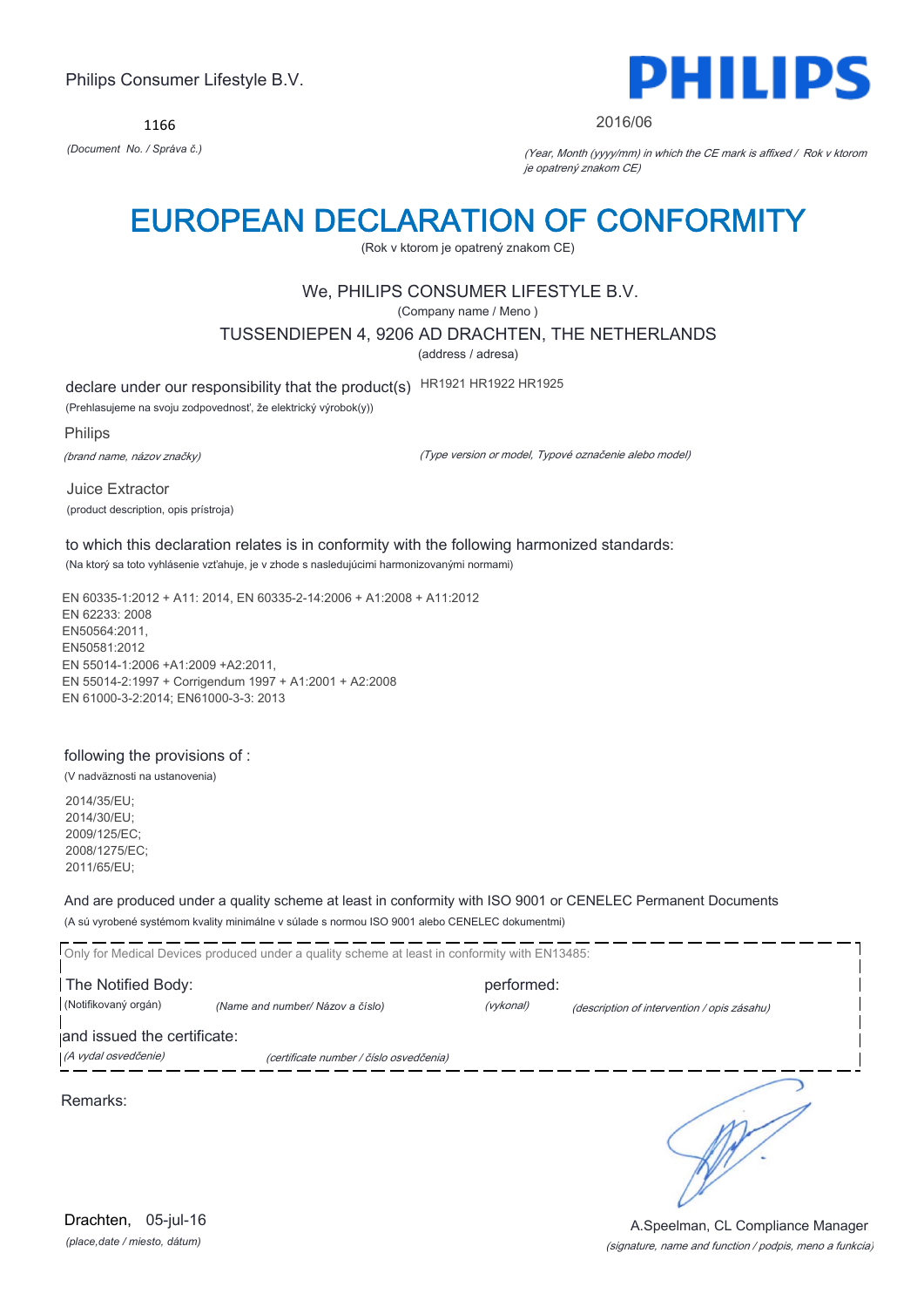Philips Consumer Lifestyle B.V.

**PHILIPS**

1166

*(Document No. / Správa č.)*

2016/06

*(Year, Month (yyyy/mm) in which the CE mark is affixed / Rok v ktorom je opatrený znakom CE)*

# EUROPEAN DECLARATION OF CONFORMITY

(Rok v ktorom je opatrený znakom CE)

We, PHILIPS CONSUMER LIFESTYLE B.V.

(Company name / Meno )

TUSSENDIEPEN 4, 9206 AD DRACHTEN, THE NETHERLANDS

(address / adresa)

declare under our responsibility that the product(s) HR1921 HR1922 HR1925

(Prehlasujeme na svoju zodpovednosť, že elektrický výrobok(y))

Philips

*(brand name, názov značky)*

*(Type version or model, Typové označenie alebo model)*

Juice Extractor

(product description, opis prístroja)

to which this declaration relates is in conformity with the following harmonized standards:

(Na ktorý sa toto vyhlásenie vzťahuje, je v zhode s nasledujúcimi harmonizovanými normami)

EN 60335-1:2012 + A11: 2014, EN 60335-2-14:2006 + A1:2008 + A11:2012
EN 62233: 2008
EN50564:2011,
EN50581:2012
EN 55014-1:2006 +A1:2009 +A2:2011,
EN 55014-2:1997 + Corrigendum 1997 + A1:2001 + A2:2008
EN 61000-3-2:2014; EN61000-3-3: 2013

following the provisions of :

(V nadväznosti na ustanovenia)

2014/35/EU;
2014/30/EU;
2009/125/EC;
2008/1275/EC;
2011/65/EU;

And are produced under a quality scheme at least in conformity with ISO 9001 or CENELEC Permanent Documents

(A sú vyrobené systémom kvality minimálne v súlade s normou ISO 9001 alebo CENELEC dokumentmi)

Only for Medical Devices produced under a quality scheme at least in conformity with EN13485:

The Notified Body: performed:

(Notifikovaný orgán) *(Name and number/ Názov a číslo)* *(vykonal)* *(description of intervention / opis zásahu)*

and issued the certificate:

*(A vydal osvedčenie)* *(certificate number / číslo osvedčenia)*

Remarks:

Drachten, 05-jul-16

*(place,date / miesto, dátum)*

A.Speelman, CL Compliance Manager

*(signature, name and function / podpis, meno a funkcia)*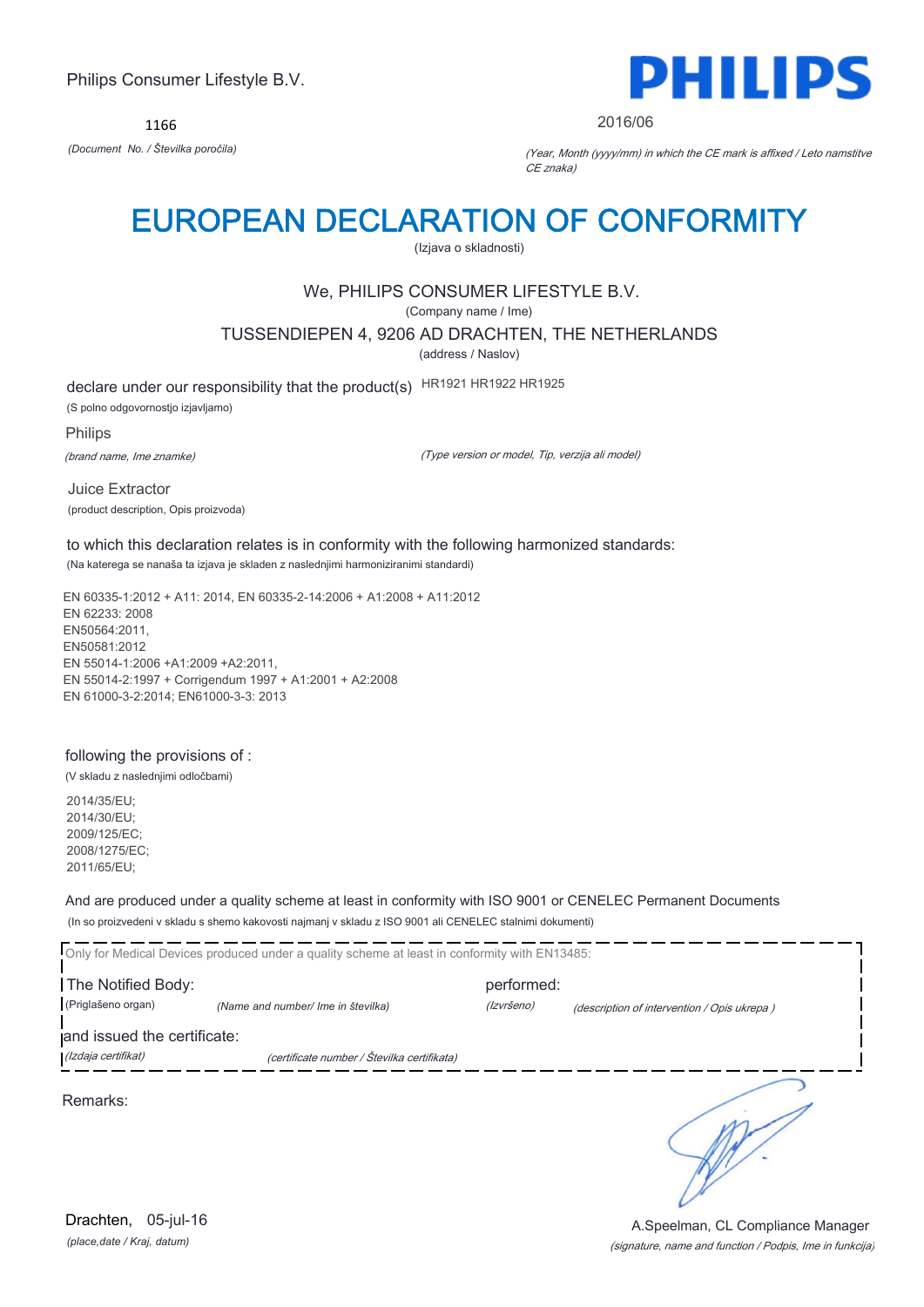Philips Consumer Lifestyle B.V.

**PHILIPS**

1166

*(Document No. / Številka poročila)*

2016/06

*(Year, Month (yyyy/mm) in which the CE mark is affixed / Leto namstitve CE znaka)*

# EUROPEAN DECLARATION OF CONFORMITY

(Izjava o skladnosti)

We, PHILIPS CONSUMER LIFESTYLE B.V.

(Company name / Ime)

TUSSENDIEPEN 4, 9206 AD DRACHTEN, THE NETHERLANDS

(address / Naslov)

declare under our responsibility that the product(s) HR1921 HR1922 HR1925

(S polno odgovornostjo izjavljamo)

Philips

*(brand name, Ime znamke)*

*(Type version or model, Tip, verzija ali model)*

Juice Extractor

(product description, Opis proizvoda)

to which this declaration relates is in conformity with the following harmonized standards:

(Na katerega se nanaša ta izjava je skladen z naslednjimi harmoniziranimi standardi)

EN 60335-1:2012 + A11: 2014, EN 60335-2-14:2006 + A1:2008 + A11:2012
EN 62233: 2008
EN50564:2011,
EN50581:2012
EN 55014-1:2006 +A1:2009 +A2:2011,
EN 55014-2:1997 + Corrigendum 1997 + A1:2001 + A2:2008
EN 61000-3-2:2014; EN61000-3-3: 2013

following the provisions of :

(V skladu z naslednjimi odločbami)

2014/35/EU;
2014/30/EU;
2009/125/EC;
2008/1275/EC;
2011/65/EU;

And are produced under a quality scheme at least in conformity with ISO 9001 or CENELEC Permanent Documents

(In so proizvedeni v skladu s shemo kakovosti najmanj v skladu z ISO 9001 ali CENELEC stalnimi dokumenti)

Only for Medical Devices produced under a quality scheme at least in conformity with EN13485:

The Notified Body: (Priglašeno organ) *(Name and number/ Ime in številka)* performed: *(Izvršeno)* *(description of intervention / Opis ukrepa )*

and issued the certificate: *(Izdaja certifikat)* *(certificate number / Številka certifikata)*

Remarks:

Drachten, 05-jul-16

*(place,date / Kraj, datum)*

A.Speelman, CL Compliance Manager

*(signature, name and function / Podpis, Ime in funkcija)*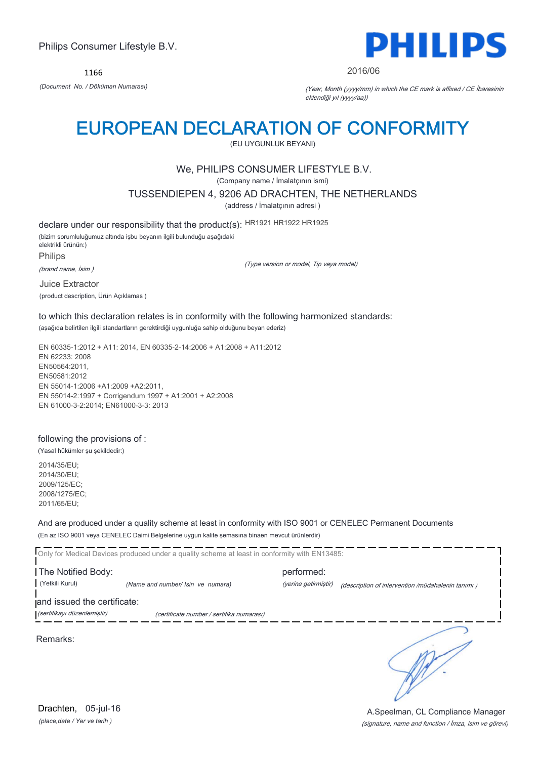Philips Consumer Lifestyle B.V.

1166

*(Document No. / Döküman Numarası)*

2016/06

*(Year, Month (yyyy/mm) in which the CE mark is affixed / CE İbaresinin eklendiği yıl (yyyy/aa))*

# EUROPEAN DECLARATION OF CONFORMITY

(EU UYGUNLUK BEYANI)

We, PHILIPS CONSUMER LIFESTYLE B.V.

(Company name / İmalatçının ismi)

TUSSENDIEPEN 4, 9206 AD DRACHTEN, THE NETHERLANDS

(address / İmalatçının adresi )

declare under our responsibility that the product(s): HR1921 HR1922 HR1925

(bizim sorumluluğumuz altında işbu beyanın ilgili bulunduğu aşağıdaki elektrikli ürünün:)

Philips

*(brand name, İsim )*

*(Type version or model, Tip veya model)*

Juice Extractor

(product description, Ürün Açıklamas )

to which this declaration relates is in conformity with the following harmonized standards:

(aşağıda belirtilen ilgili standartların gerektirdiği uygunluğa sahip olduğunu beyan ederiz)

EN 60335-1:2012 + A11: 2014, EN 60335-2-14:2006 + A1:2008 + A11:2012
EN 62233: 2008
EN50564:2011,
EN50581:2012
EN 55014-1:2006 +A1:2009 +A2:2011,
EN 55014-2:1997 + Corrigendum 1997 + A1:2001 + A2:2008
EN 61000-3-2:2014; EN61000-3-3: 2013

following the provisions of :

(Yasal hükümler şu şekildedir:)

2014/35/EU;
2014/30/EU;
2009/125/EC;
2008/1275/EC;
2011/65/EU;

And are produced under a quality scheme at least in conformity with ISO 9001 or CENELEC Permanent Documents

(En az ISO 9001 veya CENELEC Daimi Belgelerine uygun kalite şemasına binaen mevcut ürünlerdir)

Only for Medical Devices produced under a quality scheme at least in conformity with EN13485:

The Notified Body: (Yetkili Kurul) *(Name and number/ Isin ve numara)*

performed: *(yerine getirmiştir)* *(description of intervention /müdahalenin tanımı )*

and issued the certificate: *(sertifikayı düzenlemiştir)* *(certificate number / sertifika numarası)*

Remarks:

Drachten, 05-jul-16

*(place,date / Yer ve tarih )*

A.Speelman, CL Compliance Manager

*(signature, name and function / İmza, isim ve görevi)*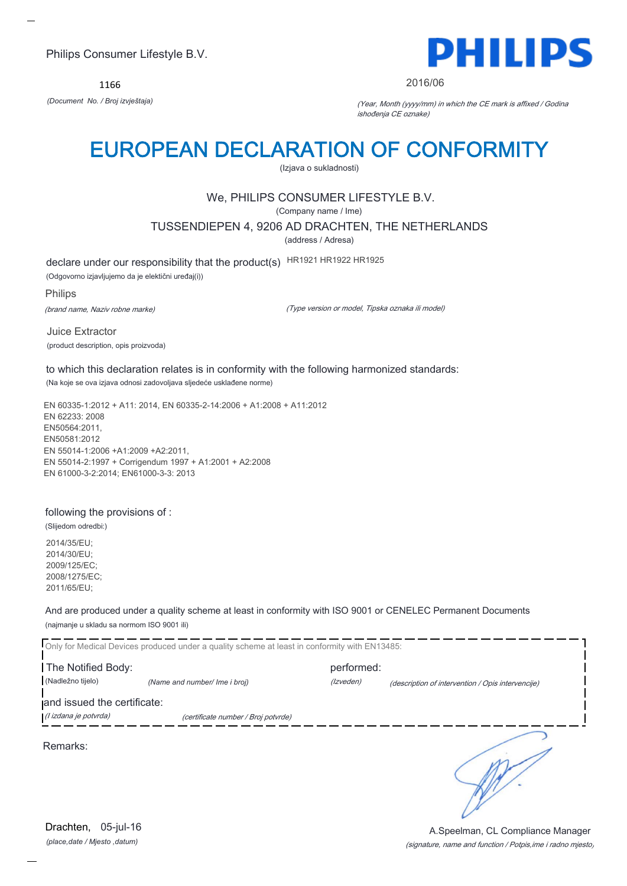Philips Consumer Lifestyle B.V.

PHILIPS

1166

*(Document No. / Broj izvještaja)*

2016/06

*(Year, Month (yyyy/mm) in which the CE mark is affixed / Godina ishođenja CE oznake)*

# EUROPEAN DECLARATION OF CONFORMITY

(Izjava o sukladnosti)

We, PHILIPS CONSUMER LIFESTYLE B.V.

(Company name / Ime)

TUSSENDIEPEN 4, 9206 AD DRACHTEN, THE NETHERLANDS

(address / Adresa)

declare under our responsibility that the product(s) HR1921 HR1922 HR1925

(Odgovorno izjavljujemo da je eletični uređaj(i))

Philips

*(brand name, Naziv robne marke)*

*(Type version or model, Tipska oznaka ili model)*

Juice Extractor

(product description, opis proizvoda)

to which this declaration relates is in conformity with the following harmonized standards:

(Na koje se ova izjava odnosi zadovoljava sljedeće usklađene norme)

EN 60335-1:2012 + A11: 2014, EN 60335-2-14:2006 + A1:2008 + A11:2012
EN 62233: 2008
EN50564:2011,
EN50581:2012
EN 55014-1:2006 +A1:2009 +A2:2011,
EN 55014-2:1997 + Corrigendum 1997 + A1:2001 + A2:2008
EN 61000-3-2:2014; EN61000-3-3: 2013

following the provisions of :

(Slijedom odredbi:)

2014/35/EU;
2014/30/EU;
2009/125/EC;
2008/1275/EC;
2011/65/EU;

And are produced under a quality scheme at least in conformity with ISO 9001 or CENELEC Permanent Documents

(najmanje u skladu sa normom ISO 9001 ili)

Only for Medical Devices produced under a quality scheme at least in conformity with EN13485:

The Notified Body: performed:

(Nadležno tijelo) *(Name and number/ Ime i broj)* *(Izveden)* *(description of intervention / Opis intervencije)*

and issued the certificate:

*(I izdana je potvrda)* *(certificate number / Broj potvrde)*

Remarks:

Drachten, 05-jul-16

*(place,date / Mjesto ,datum)*

A.Speelman, CL Compliance Manager

*(signature, name and function / Potpis,ime i radno mjesto)*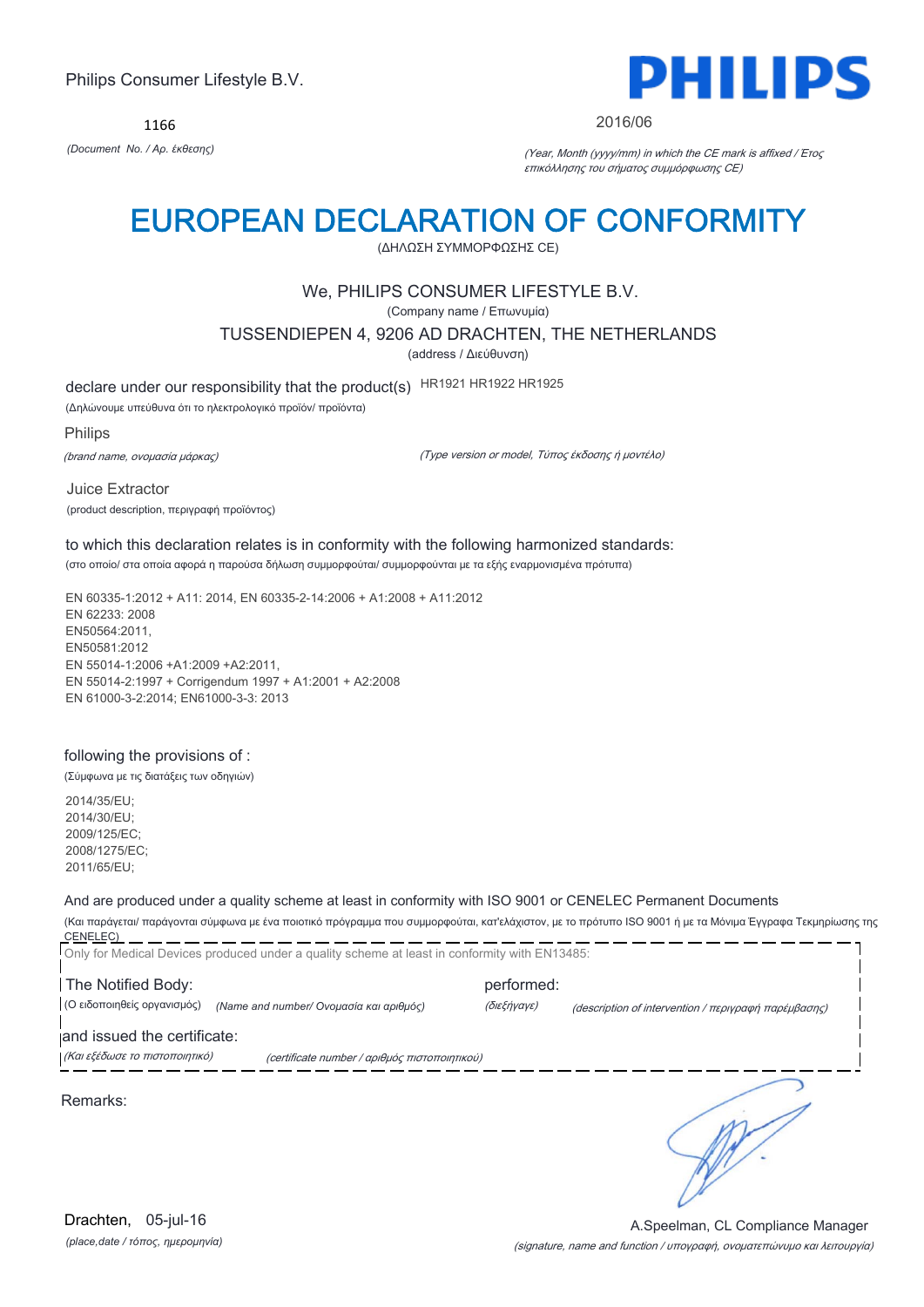Philips Consumer Lifestyle B.V.

1166

*(Document No. / Αρ. έκθεσης)*

PHILIPS

2016/06

*(Year, Month (yyyy/mm) in which the CE mark is affixed / Έτος επικόλλησης του σήματος συμμόρφωσης CE)*

# EUROPEAN DECLARATION OF CONFORMITY

(ΔΗΛΩΣΗ ΣΥΜΜΟΡΦΩΣΗΣ CE)

We, PHILIPS CONSUMER LIFESTYLE B.V.

(Company name / Επωνυμία)

TUSSENDIEPEN 4, 9206 AD DRACHTEN, THE NETHERLANDS

(address / Διεύθυνση)

declare under our responsibility that the product(s) HR1921 HR1922 HR1925

(Δηλώνουμε υπεύθυνα ότι το ηλεκτρολογικό προϊόν/ προϊόντα)

Philips

*(brand name, ονομασία μάρκας)*

*(Type version or model, Τύπος έκδοσης ή μοντέλο)*

Juice Extractor

(product description, περιγραφή προϊόντος)

to which this declaration relates is in conformity with the following harmonized standards:

(στο οποίο/ στα οποία αφορά η παρούσα δήλωση συμμορφούται/ συμμορφούνται με τα εξής εναρμονισμένα πρότυπα)

EN 60335-1:2012 + A11: 2014, EN 60335-2-14:2006 + A1:2008 + A11:2012
EN 62233: 2008
EN50564:2011,
EN50581:2012
EN 55014-1:2006 +A1:2009 +A2:2011,
EN 55014-2:1997 + Corrigendum 1997 + A1:2001 + A2:2008
EN 61000-3-2:2014; EN61000-3-3: 2013

following the provisions of :

(Σύμφωνα με τις διατάξεις των οδηγιών)

2014/35/EU;
2014/30/EU;
2009/125/EC;
2008/1275/EC;
2011/65/EU;

And are produced under a quality scheme at least in conformity with ISO 9001 or CENELEC Permanent Documents

(Και παράγεται/ παράγονται σύμφωνα με ένα ποιοτικό πρόγραμμα που συμμορφούται, κατ'ελάχιστον, με το πρότυπο ISO 9001 ή με τα Μόνιμα Έγγραφα Τεκμηρίωσης της CENELEC)

Only for Medical Devices produced under a quality scheme at least in conformity with EN13485:

The Notified Body: performed:

(Ο ειδοποιηθείς οργανισμός) *(Name and number/ Ονομασία και αριθμός)* *(διεξήγαγε)* *(description of intervention / περιγραφή παρέμβασης)*

and issued the certificate:

*(Και εξέδωσε το πιστοποιητικό)* *(certificate number / αριθμός πιστοποιητικού)*

Remarks:

Drachten, 05-jul-16

*(place,date / τόπος, ημερομηνία)*

A.Speelman, CL Compliance Manager

*(signature, name and function / υπογραφή, ονοματεπώνυμο και λειτουργία)*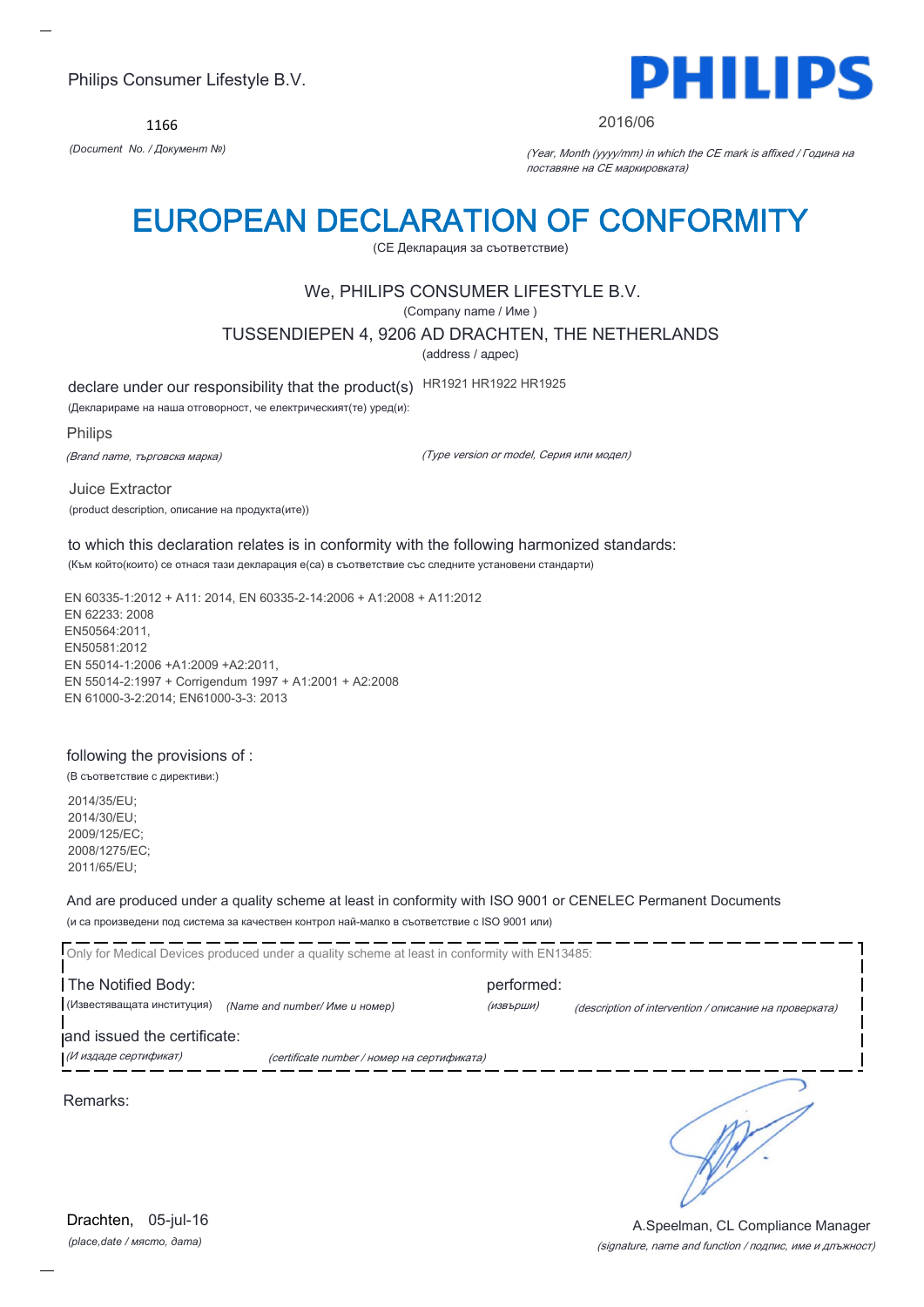Philips Consumer Lifestyle B.V.

1166

*(Document No. / Документ №)*

PHILIPS

2016/06

*(Year, Month (yyyy/mm) in which the CE mark is affixed / Година на поставяне на CE маркировката)*

# EUROPEAN DECLARATION OF CONFORMITY

(CE Декларация за съответствие)

We, PHILIPS CONSUMER LIFESTYLE B.V.

(Company name / Име )

TUSSENDIEPEN 4, 9206 AD DRACHTEN, THE NETHERLANDS

(address / адрес)

declare under our responsibility that the product(s) HR1921 HR1922 HR1925

(Декларираме на наша отговорност, че електрическият(те) уред(и):

Philips

*(Brand name, търговска марка)*

*(Type version or model, Серия или модел)*

Juice Extractor

(product description, описание на продукта(ите))

to which this declaration relates is in conformity with the following harmonized standards:

(Към който(които) се отнася тази декларация е(са) в съответствие със следните установени стандарти)

EN 60335-1:2012 + A11: 2014, EN 60335-2-14:2006 + A1:2008 + A11:2012
EN 62233: 2008
EN50564:2011,
EN50581:2012
EN 55014-1:2006 +A1:2009 +A2:2011,
EN 55014-2:1997 + Corrigendum 1997 + A1:2001 + A2:2008
EN 61000-3-2:2014; EN61000-3-3: 2013

following the provisions of :

(В съответствие с директиви:)

2014/35/EU;
2014/30/EU;
2009/125/EC;
2008/1275/EC;
2011/65/EU;

And are produced under a quality scheme at least in conformity with ISO 9001 or CENELEC Permanent Documents

(и са произведени под система за качествен контрол най-малко в съответствие с ISO 9001 или)

Only for Medical Devices produced under a quality scheme at least in conformity with EN13485:

The Notified Body: performed:

(Известяващата институция) *(Name and number/ Име и номер)* *(извърши)* *(description of intervention / описание на проверката)*

and issued the certificate:

*(И издаде сертификат)* *(certificate number / номер на сертификата)*

Remarks:

Drachten, 05-jul-16

*(place,date / място, дата)*

A.Speelman, CL Compliance Manager

*(signature, name and function / подпис, име и длъжност)*